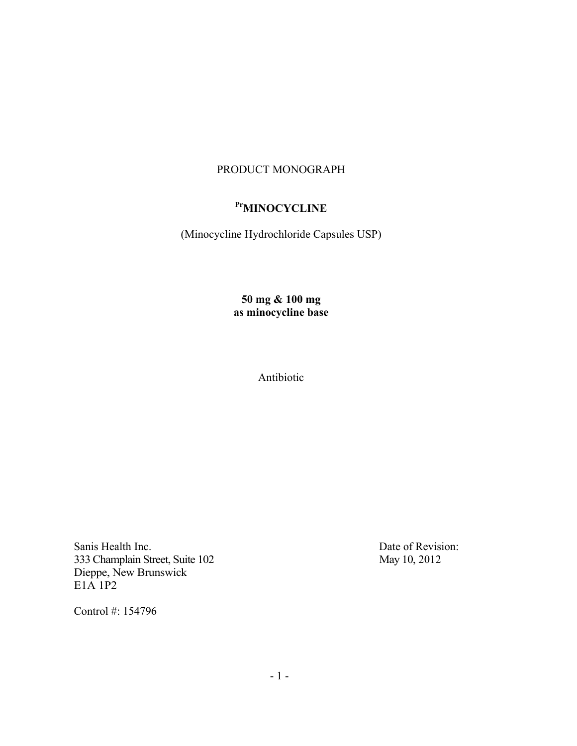PRODUCT MONOGRAPH

# PrMINOCYCLINE

(Minocycline Hydrochloride Capsules USP)

**50 mg & 100 mg**
**as minocycline base**

Antibiotic

Sanis Health Inc.
333 Champlain Street, Suite 102
Dieppe, New Brunswick
E1A 1P2

Date of Revision:
May 10, 2012

Control #: 154796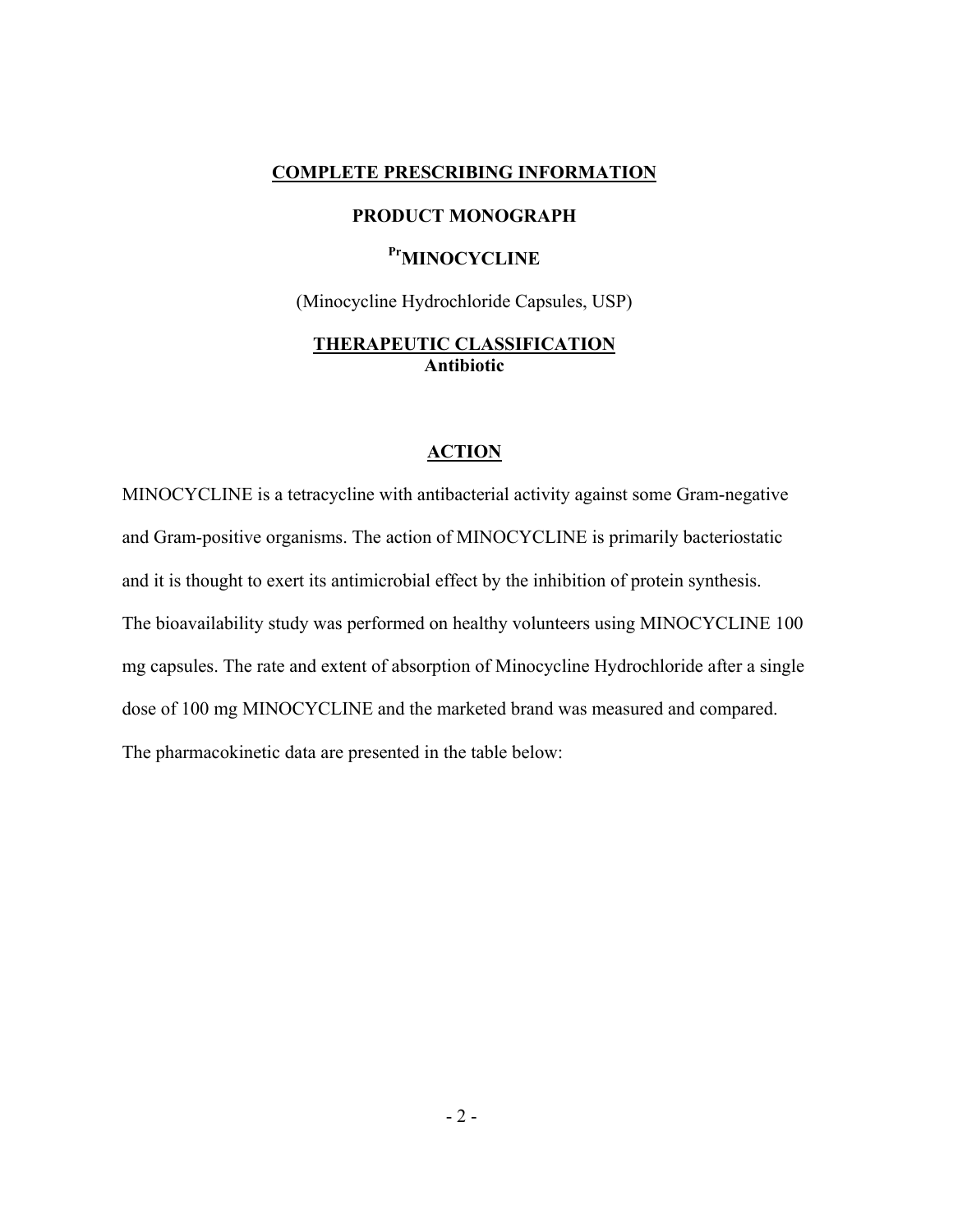## COMPLETE PRESCRIBING INFORMATION

## PRODUCT MONOGRAPH

# PrMINOCYCLINE

(Minocycline Hydrochloride Capsules, USP)

## THERAPEUTIC CLASSIFICATION
**Antibiotic**

## ACTION

MINOCYCLINE is a tetracycline with antibacterial activity against some Gram-negative and Gram-positive organisms. The action of MINOCYCLINE is primarily bacteriostatic and it is thought to exert its antimicrobial effect by the inhibition of protein synthesis. The bioavailability study was performed on healthy volunteers using MINOCYCLINE 100 mg capsules. The rate and extent of absorption of Minocycline Hydrochloride after a single dose of 100 mg MINOCYCLINE and the marketed brand was measured and compared. The pharmacokinetic data are presented in the table below: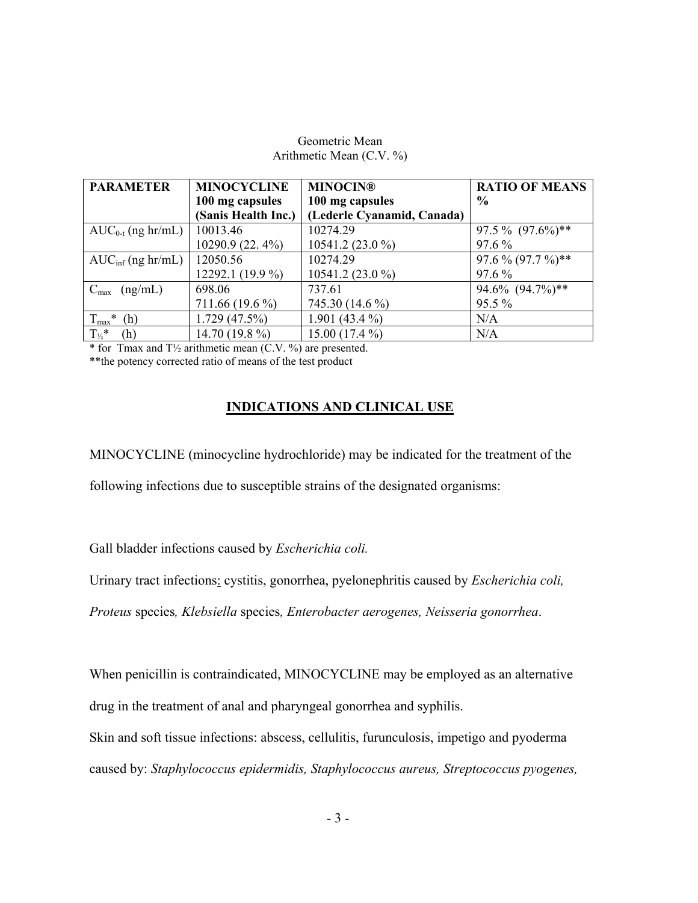Geometric Mean
Arithmetic Mean (C.V. %)

| **PARAMETER** | **MINOCYCLINE 100 mg capsules (Sanis Health Inc.)** | **MINOCIN® 100 mg capsules (Lederle Cyanamid, Canada)** | **RATIO OF MEANS %** |
|---|---|---|---|
| $AUC_{0-t}$ (ng hr/mL) | 10013.46<br>10290.9 (22. 4%) | 10274.29<br>10541.2 (23.0 %) | 97.5 % (97.6%)**<br>97.6 % |
| $AUC_{inf}$ (ng hr/mL) | 12050.56<br>12292.1 (19.9 %) | 10274.29<br>10541.2 (23.0 %) | 97.6 % (97.7 %)**<br>97.6 % |
| $C_{max}$ (ng/mL) | 698.06<br>711.66 (19.6 %) | 737.61<br>745.30 (14.6 %) | 94.6% (94.7%)**<br>95.5 % |
| $T_{max}$* (h) | 1.729 (47.5%) | 1.901 (43.4 %) | N/A |
| $T_{½}$* (h) | 14.70 (19.8 %) | 15.00 (17.4 %) | N/A |

* for Tmax and T½ arithmetic mean (C.V. %) are presented.
**the potency corrected ratio of means of the test product

## INDICATIONS AND CLINICAL USE

MINOCYCLINE (minocycline hydrochloride) may be indicated for the treatment of the following infections due to susceptible strains of the designated organisms:

Gall bladder infections caused by *Escherichia coli.*

Urinary tract infections: cystitis, gonorrhea, pyelonephritis caused by *Escherichia coli, Proteus* species*, Klebsiella* species*, Enterobacter aerogenes, Neisseria gonorrhea*.

When penicillin is contraindicated, MINOCYCLINE may be employed as an alternative drug in the treatment of anal and pharyngeal gonorrhea and syphilis.

Skin and soft tissue infections: abscess, cellulitis, furunculosis, impetigo and pyoderma caused by: *Staphylococcus epidermidis, Staphylococcus aureus, Streptococcus pyogenes,*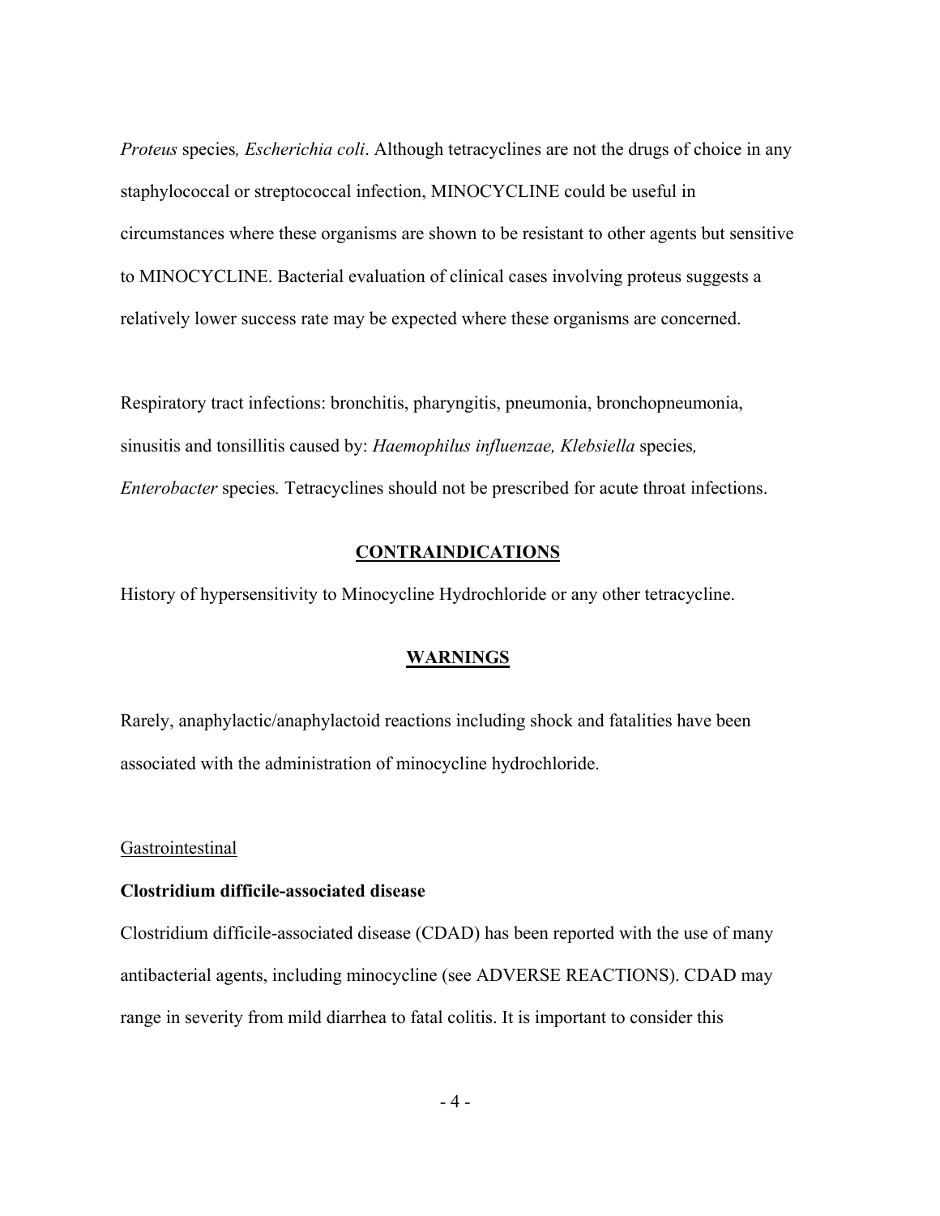*Proteus* species*, Escherichia coli*. Although tetracyclines are not the drugs of choice in any staphylococcal or streptococcal infection, MINOCYCLINE could be useful in circumstances where these organisms are shown to be resistant to other agents but sensitive to MINOCYCLINE. Bacterial evaluation of clinical cases involving proteus suggests a relatively lower success rate may be expected where these organisms are concerned.

Respiratory tract infections: bronchitis, pharyngitis, pneumonia, bronchopneumonia, sinusitis and tonsillitis caused by: *Haemophilus influenzae, Klebsiella* species*, Enterobacter* species*.* Tetracyclines should not be prescribed for acute throat infections.

## CONTRAINDICATIONS

History of hypersensitivity to Minocycline Hydrochloride or any other tetracycline.

## WARNINGS

Rarely, anaphylactic/anaphylactoid reactions including shock and fatalities have been associated with the administration of minocycline hydrochloride.

Gastrointestinal

**Clostridium difficile-associated disease**

Clostridium difficile-associated disease (CDAD) has been reported with the use of many antibacterial agents, including minocycline (see ADVERSE REACTIONS). CDAD may range in severity from mild diarrhea to fatal colitis. It is important to consider this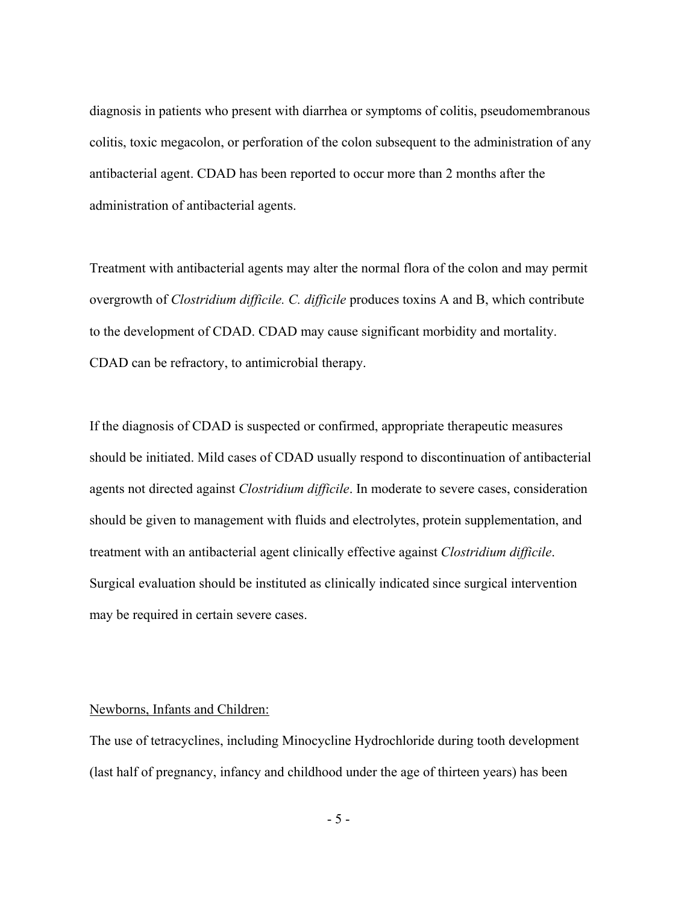diagnosis in patients who present with diarrhea or symptoms of colitis, pseudomembranous colitis, toxic megacolon, or perforation of the colon subsequent to the administration of any antibacterial agent. CDAD has been reported to occur more than 2 months after the administration of antibacterial agents.

Treatment with antibacterial agents may alter the normal flora of the colon and may permit overgrowth of *Clostridium difficile. C. difficile* produces toxins A and B, which contribute to the development of CDAD. CDAD may cause significant morbidity and mortality. CDAD can be refractory, to antimicrobial therapy.

If the diagnosis of CDAD is suspected or confirmed, appropriate therapeutic measures should be initiated. Mild cases of CDAD usually respond to discontinuation of antibacterial agents not directed against *Clostridium difficile*. In moderate to severe cases, consideration should be given to management with fluids and electrolytes, protein supplementation, and treatment with an antibacterial agent clinically effective against *Clostridium difficile*. Surgical evaluation should be instituted as clinically indicated since surgical intervention may be required in certain severe cases.

Newborns, Infants and Children:

The use of tetracyclines, including Minocycline Hydrochloride during tooth development (last half of pregnancy, infancy and childhood under the age of thirteen years) has been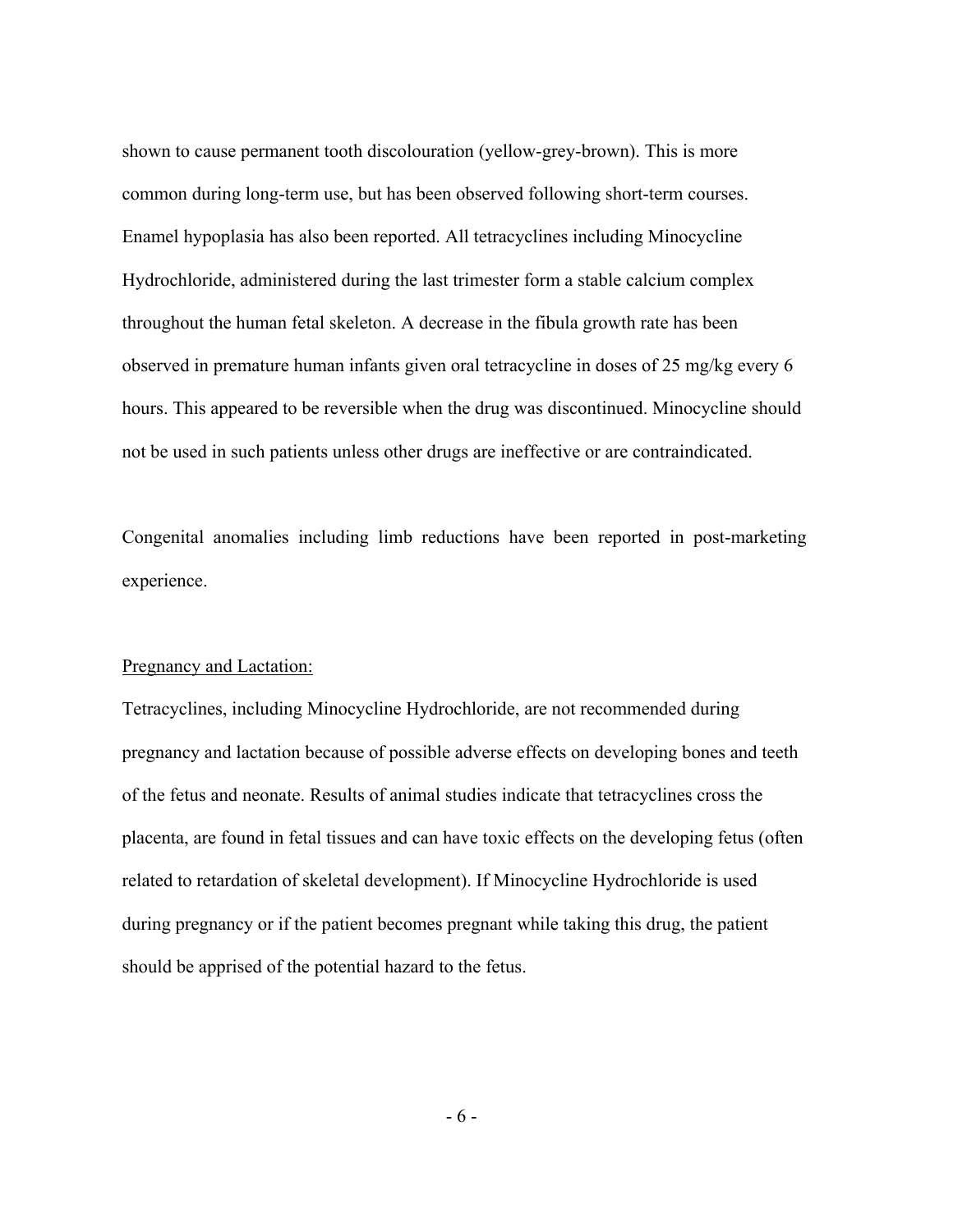shown to cause permanent tooth discolouration (yellow-grey-brown). This is more common during long-term use, but has been observed following short-term courses. Enamel hypoplasia has also been reported. All tetracyclines including Minocycline Hydrochloride, administered during the last trimester form a stable calcium complex throughout the human fetal skeleton. A decrease in the fibula growth rate has been observed in premature human infants given oral tetracycline in doses of 25 mg/kg every 6 hours. This appeared to be reversible when the drug was discontinued. Minocycline should not be used in such patients unless other drugs are ineffective or are contraindicated.

Congenital anomalies including limb reductions have been reported in post-marketing experience.

Pregnancy and Lactation:

Tetracyclines, including Minocycline Hydrochloride, are not recommended during pregnancy and lactation because of possible adverse effects on developing bones and teeth of the fetus and neonate. Results of animal studies indicate that tetracyclines cross the placenta, are found in fetal tissues and can have toxic effects on the developing fetus (often related to retardation of skeletal development). If Minocycline Hydrochloride is used during pregnancy or if the patient becomes pregnant while taking this drug, the patient should be apprised of the potential hazard to the fetus.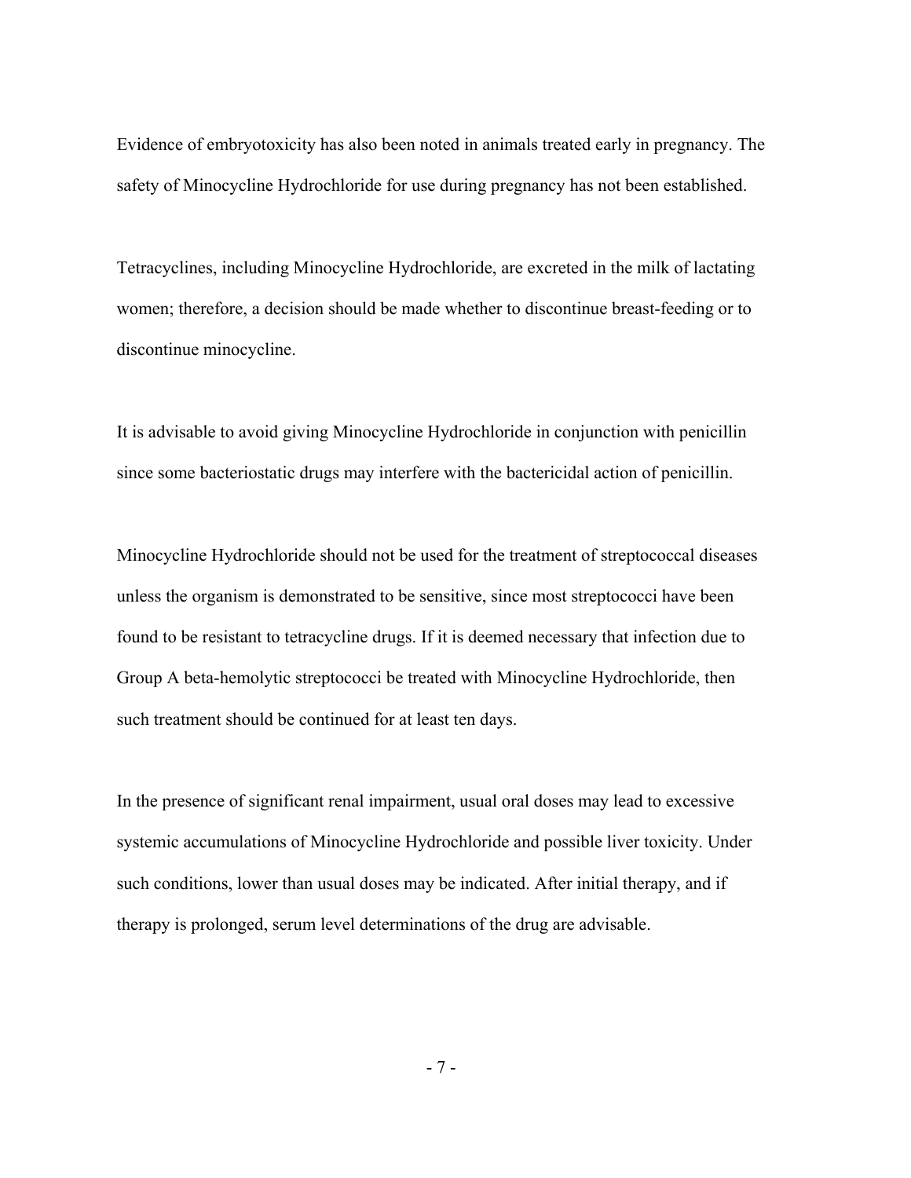Evidence of embryotoxicity has also been noted in animals treated early in pregnancy. The safety of Minocycline Hydrochloride for use during pregnancy has not been established.

Tetracyclines, including Minocycline Hydrochloride, are excreted in the milk of lactating women; therefore, a decision should be made whether to discontinue breast-feeding or to discontinue minocycline.

It is advisable to avoid giving Minocycline Hydrochloride in conjunction with penicillin since some bacteriostatic drugs may interfere with the bactericidal action of penicillin.

Minocycline Hydrochloride should not be used for the treatment of streptococcal diseases unless the organism is demonstrated to be sensitive, since most streptococci have been found to be resistant to tetracycline drugs. If it is deemed necessary that infection due to Group A beta-hemolytic streptococci be treated with Minocycline Hydrochloride, then such treatment should be continued for at least ten days.

In the presence of significant renal impairment, usual oral doses may lead to excessive systemic accumulations of Minocycline Hydrochloride and possible liver toxicity. Under such conditions, lower than usual doses may be indicated. After initial therapy, and if therapy is prolonged, serum level determinations of the drug are advisable.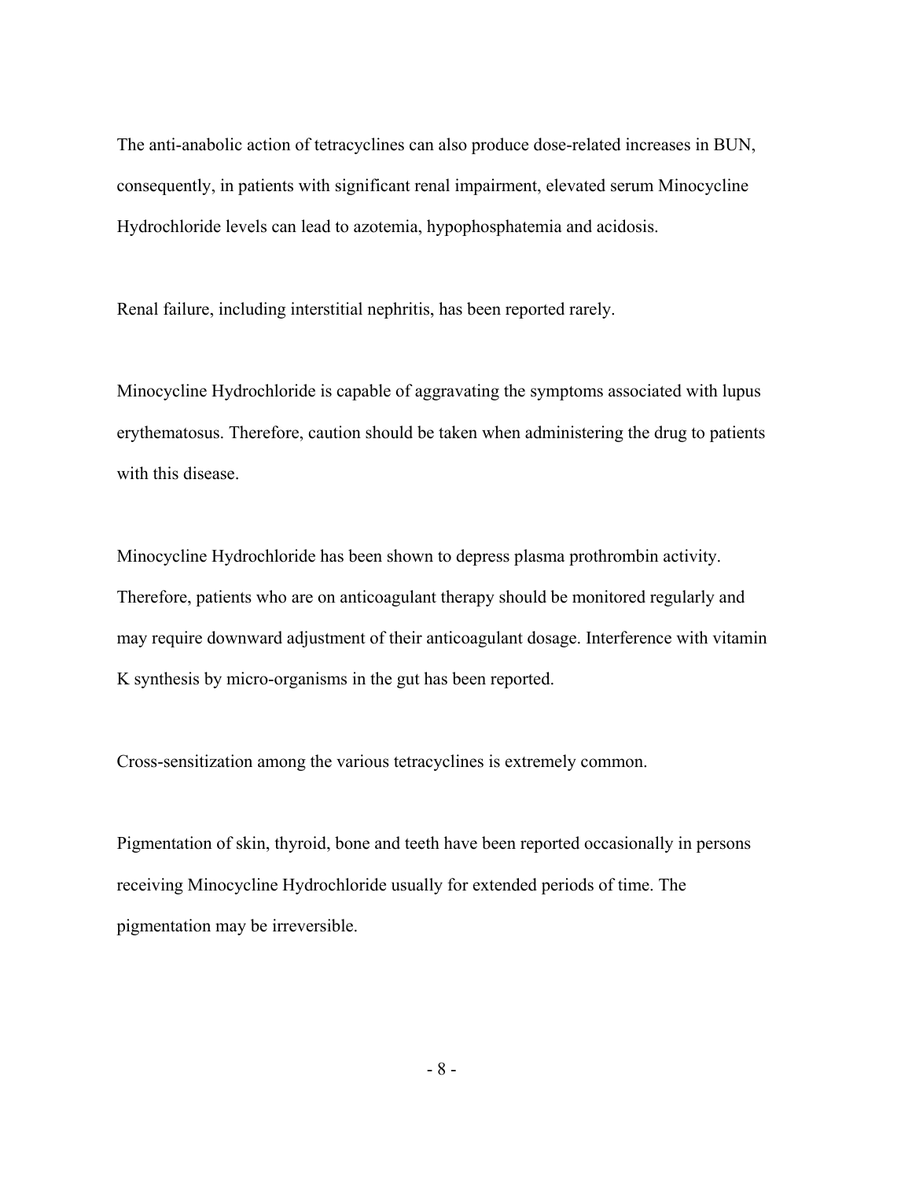The anti-anabolic action of tetracyclines can also produce dose-related increases in BUN, consequently, in patients with significant renal impairment, elevated serum Minocycline Hydrochloride levels can lead to azotemia, hypophosphatemia and acidosis.

Renal failure, including interstitial nephritis, has been reported rarely.

Minocycline Hydrochloride is capable of aggravating the symptoms associated with lupus erythematosus. Therefore, caution should be taken when administering the drug to patients with this disease.

Minocycline Hydrochloride has been shown to depress plasma prothrombin activity. Therefore, patients who are on anticoagulant therapy should be monitored regularly and may require downward adjustment of their anticoagulant dosage. Interference with vitamin K synthesis by micro-organisms in the gut has been reported.

Cross-sensitization among the various tetracyclines is extremely common.

Pigmentation of skin, thyroid, bone and teeth have been reported occasionally in persons receiving Minocycline Hydrochloride usually for extended periods of time. The pigmentation may be irreversible.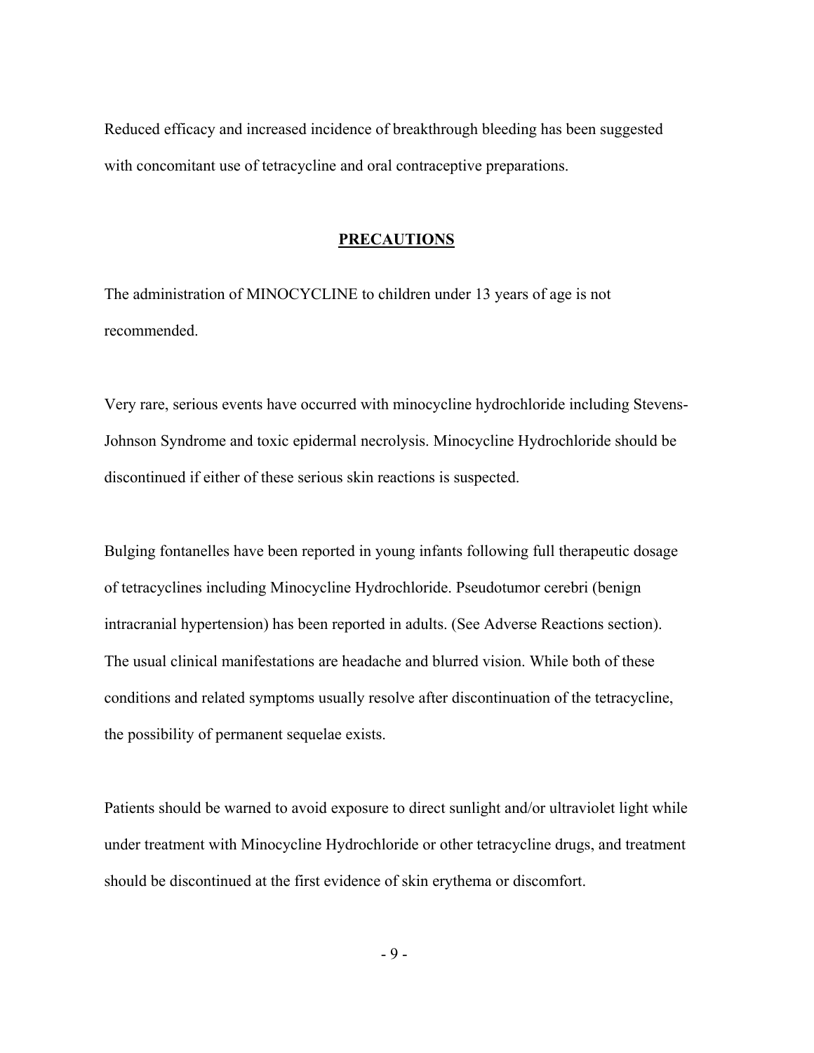Reduced efficacy and increased incidence of breakthrough bleeding has been suggested with concomitant use of tetracycline and oral contraceptive preparations.

## PRECAUTIONS

The administration of MINOCYCLINE to children under 13 years of age is not recommended.

Very rare, serious events have occurred with minocycline hydrochloride including Stevens-Johnson Syndrome and toxic epidermal necrolysis. Minocycline Hydrochloride should be discontinued if either of these serious skin reactions is suspected.

Bulging fontanelles have been reported in young infants following full therapeutic dosage of tetracyclines including Minocycline Hydrochloride. Pseudotumor cerebri (benign intracranial hypertension) has been reported in adults. (See Adverse Reactions section). The usual clinical manifestations are headache and blurred vision. While both of these conditions and related symptoms usually resolve after discontinuation of the tetracycline, the possibility of permanent sequelae exists.

Patients should be warned to avoid exposure to direct sunlight and/or ultraviolet light while under treatment with Minocycline Hydrochloride or other tetracycline drugs, and treatment should be discontinued at the first evidence of skin erythema or discomfort.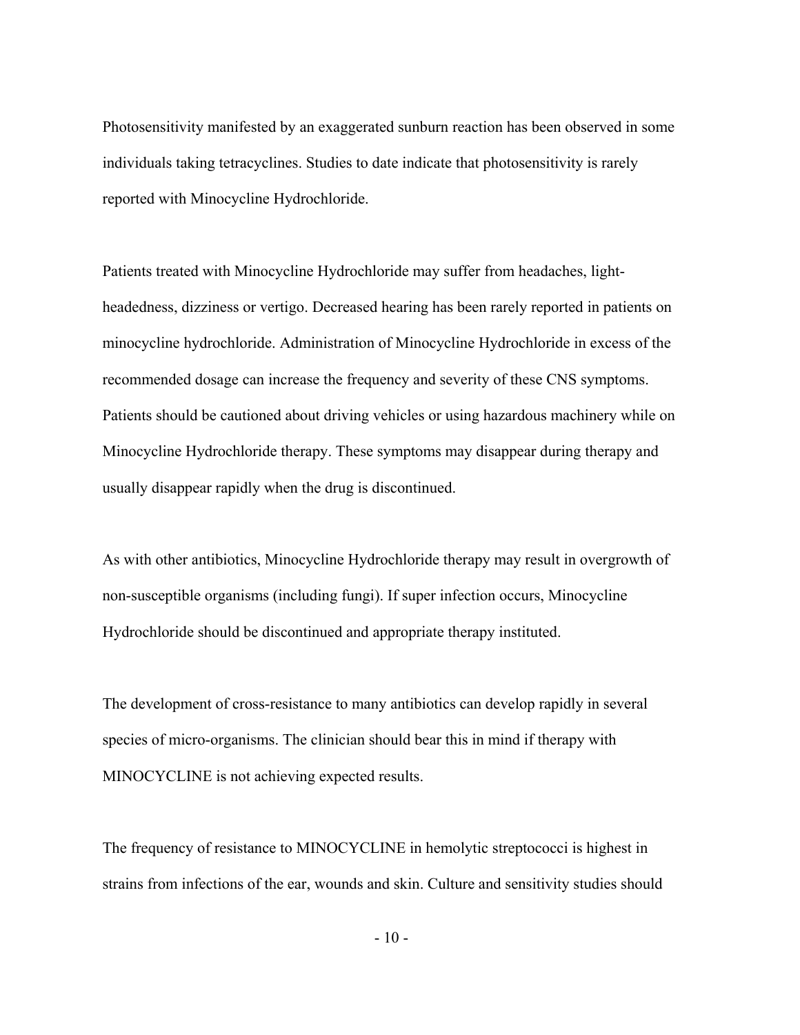Photosensitivity manifested by an exaggerated sunburn reaction has been observed in some individuals taking tetracyclines. Studies to date indicate that photosensitivity is rarely reported with Minocycline Hydrochloride.

Patients treated with Minocycline Hydrochloride may suffer from headaches, light-headedness, dizziness or vertigo. Decreased hearing has been rarely reported in patients on minocycline hydrochloride. Administration of Minocycline Hydrochloride in excess of the recommended dosage can increase the frequency and severity of these CNS symptoms. Patients should be cautioned about driving vehicles or using hazardous machinery while on Minocycline Hydrochloride therapy. These symptoms may disappear during therapy and usually disappear rapidly when the drug is discontinued.

As with other antibiotics, Minocycline Hydrochloride therapy may result in overgrowth of non-susceptible organisms (including fungi). If super infection occurs, Minocycline Hydrochloride should be discontinued and appropriate therapy instituted.

The development of cross-resistance to many antibiotics can develop rapidly in several species of micro-organisms. The clinician should bear this in mind if therapy with MINOCYCLINE is not achieving expected results.

The frequency of resistance to MINOCYCLINE in hemolytic streptococci is highest in strains from infections of the ear, wounds and skin. Culture and sensitivity studies should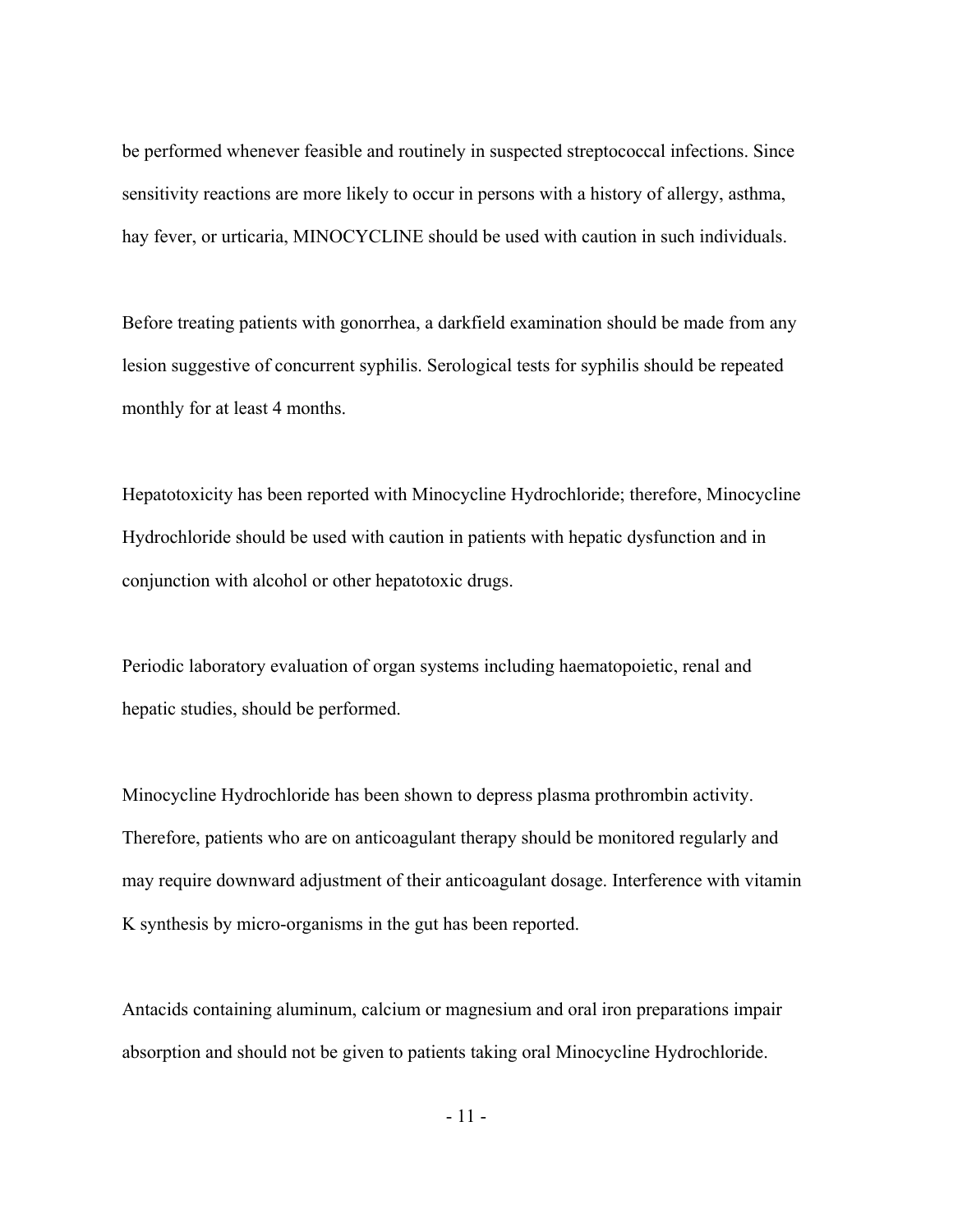be performed whenever feasible and routinely in suspected streptococcal infections. Since sensitivity reactions are more likely to occur in persons with a history of allergy, asthma, hay fever, or urticaria, MINOCYCLINE should be used with caution in such individuals.

Before treating patients with gonorrhea, a darkfield examination should be made from any lesion suggestive of concurrent syphilis. Serological tests for syphilis should be repeated monthly for at least 4 months.

Hepatotoxicity has been reported with Minocycline Hydrochloride; therefore, Minocycline Hydrochloride should be used with caution in patients with hepatic dysfunction and in conjunction with alcohol or other hepatotoxic drugs.

Periodic laboratory evaluation of organ systems including haematopoietic, renal and hepatic studies, should be performed.

Minocycline Hydrochloride has been shown to depress plasma prothrombin activity. Therefore, patients who are on anticoagulant therapy should be monitored regularly and may require downward adjustment of their anticoagulant dosage. Interference with vitamin K synthesis by micro-organisms in the gut has been reported.

Antacids containing aluminum, calcium or magnesium and oral iron preparations impair absorption and should not be given to patients taking oral Minocycline Hydrochloride.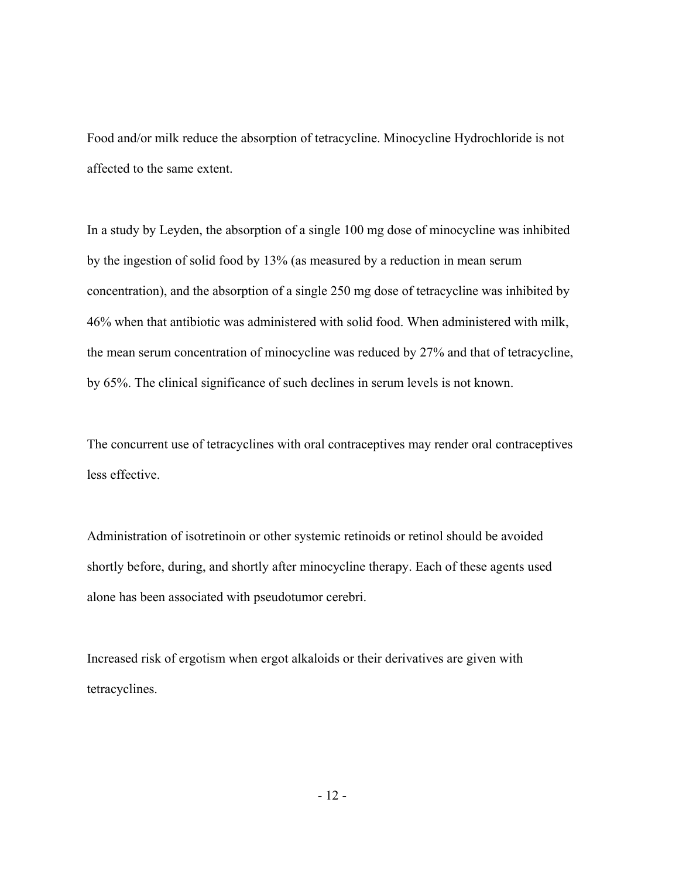Food and/or milk reduce the absorption of tetracycline. Minocycline Hydrochloride is not affected to the same extent.

In a study by Leyden, the absorption of a single 100 mg dose of minocycline was inhibited by the ingestion of solid food by 13% (as measured by a reduction in mean serum concentration), and the absorption of a single 250 mg dose of tetracycline was inhibited by 46% when that antibiotic was administered with solid food. When administered with milk, the mean serum concentration of minocycline was reduced by 27% and that of tetracycline, by 65%. The clinical significance of such declines in serum levels is not known.

The concurrent use of tetracyclines with oral contraceptives may render oral contraceptives less effective.

Administration of isotretinoin or other systemic retinoids or retinol should be avoided shortly before, during, and shortly after minocycline therapy. Each of these agents used alone has been associated with pseudotumor cerebri.

Increased risk of ergotism when ergot alkaloids or their derivatives are given with tetracyclines.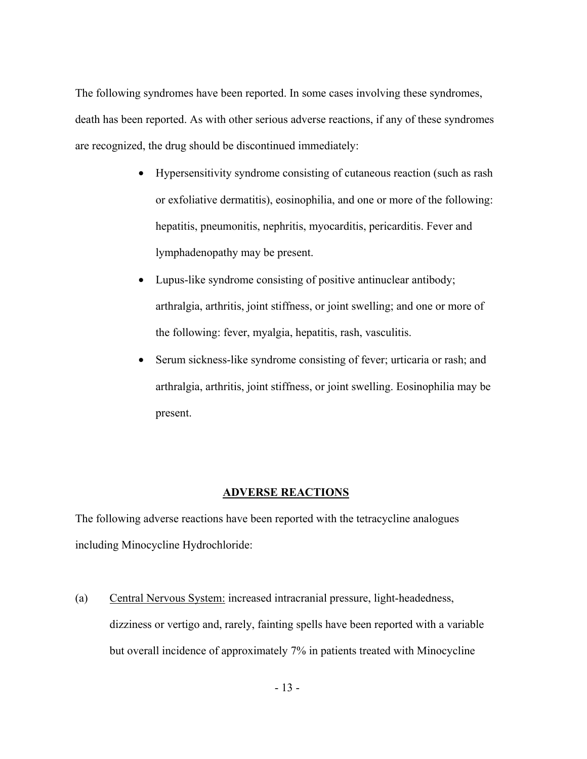The following syndromes have been reported. In some cases involving these syndromes, death has been reported. As with other serious adverse reactions, if any of these syndromes are recognized, the drug should be discontinued immediately:

- Hypersensitivity syndrome consisting of cutaneous reaction (such as rash or exfoliative dermatitis), eosinophilia, and one or more of the following: hepatitis, pneumonitis, nephritis, myocarditis, pericarditis. Fever and lymphadenopathy may be present.
- Lupus-like syndrome consisting of positive antinuclear antibody; arthralgia, arthritis, joint stiffness, or joint swelling; and one or more of the following: fever, myalgia, hepatitis, rash, vasculitis.
- Serum sickness-like syndrome consisting of fever; urticaria or rash; and arthralgia, arthritis, joint stiffness, or joint swelling. Eosinophilia may be present.

## ADVERSE REACTIONS

The following adverse reactions have been reported with the tetracycline analogues including Minocycline Hydrochloride:

(a) Central Nervous System: increased intracranial pressure, light-headedness, dizziness or vertigo and, rarely, fainting spells have been reported with a variable but overall incidence of approximately 7% in patients treated with Minocycline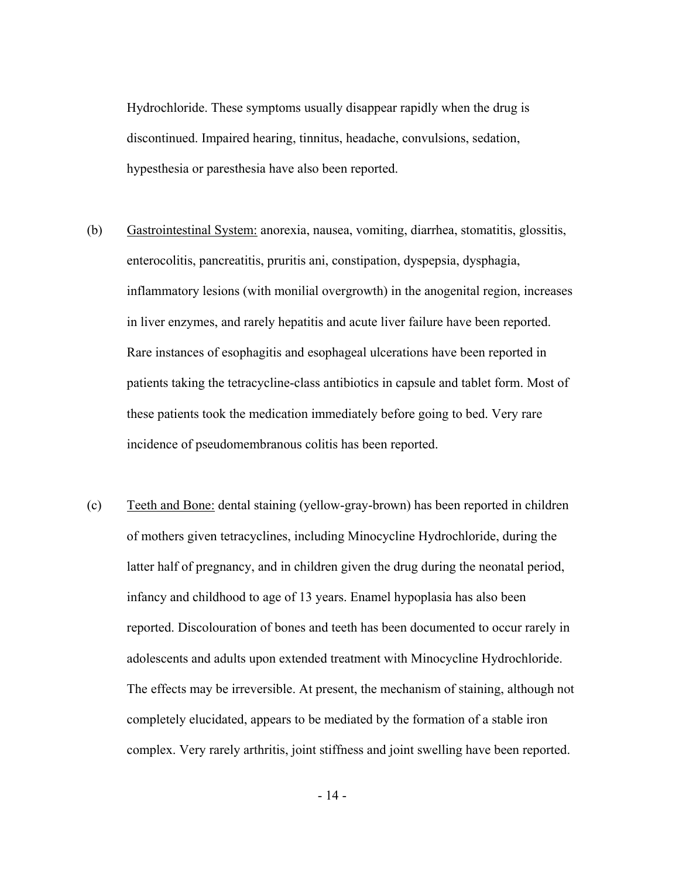Hydrochloride. These symptoms usually disappear rapidly when the drug is discontinued. Impaired hearing, tinnitus, headache, convulsions, sedation, hypesthesia or paresthesia have also been reported.

(b) Gastrointestinal System: anorexia, nausea, vomiting, diarrhea, stomatitis, glossitis, enterocolitis, pancreatitis, pruritis ani, constipation, dyspepsia, dysphagia, inflammatory lesions (with monilial overgrowth) in the anogenital region, increases in liver enzymes, and rarely hepatitis and acute liver failure have been reported. Rare instances of esophagitis and esophageal ulcerations have been reported in patients taking the tetracycline-class antibiotics in capsule and tablet form. Most of these patients took the medication immediately before going to bed. Very rare incidence of pseudomembranous colitis has been reported.

(c) Teeth and Bone: dental staining (yellow-gray-brown) has been reported in children of mothers given tetracyclines, including Minocycline Hydrochloride, during the latter half of pregnancy, and in children given the drug during the neonatal period, infancy and childhood to age of 13 years. Enamel hypoplasia has also been reported. Discolouration of bones and teeth has been documented to occur rarely in adolescents and adults upon extended treatment with Minocycline Hydrochloride. The effects may be irreversible. At present, the mechanism of staining, although not completely elucidated, appears to be mediated by the formation of a stable iron complex. Very rarely arthritis, joint stiffness and joint swelling have been reported.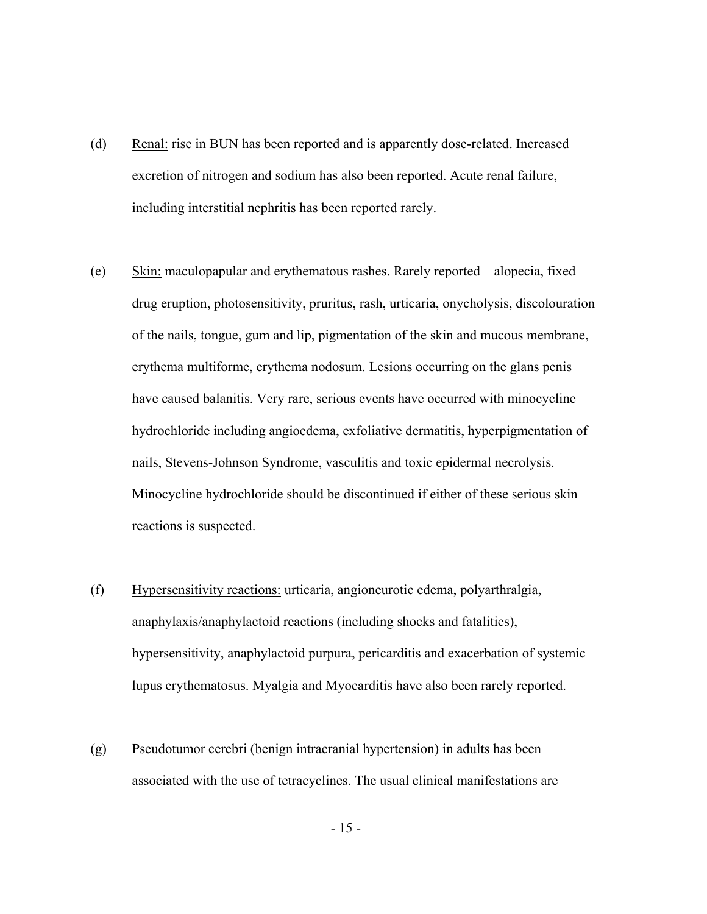(d) Renal: rise in BUN has been reported and is apparently dose-related. Increased excretion of nitrogen and sodium has also been reported. Acute renal failure, including interstitial nephritis has been reported rarely.

(e) Skin: maculopapular and erythematous rashes. Rarely reported – alopecia, fixed drug eruption, photosensitivity, pruritus, rash, urticaria, onycholysis, discolouration of the nails, tongue, gum and lip, pigmentation of the skin and mucous membrane, erythema multiforme, erythema nodosum. Lesions occurring on the glans penis have caused balanitis. Very rare, serious events have occurred with minocycline hydrochloride including angioedema, exfoliative dermatitis, hyperpigmentation of nails, Stevens-Johnson Syndrome, vasculitis and toxic epidermal necrolysis. Minocycline hydrochloride should be discontinued if either of these serious skin reactions is suspected.

(f) Hypersensitivity reactions: urticaria, angioneurotic edema, polyarthralgia, anaphylaxis/anaphylactoid reactions (including shocks and fatalities), hypersensitivity, anaphylactoid purpura, pericarditis and exacerbation of systemic lupus erythematosus. Myalgia and Myocarditis have also been rarely reported.

(g) Pseudotumor cerebri (benign intracranial hypertension) in adults has been associated with the use of tetracyclines. The usual clinical manifestations are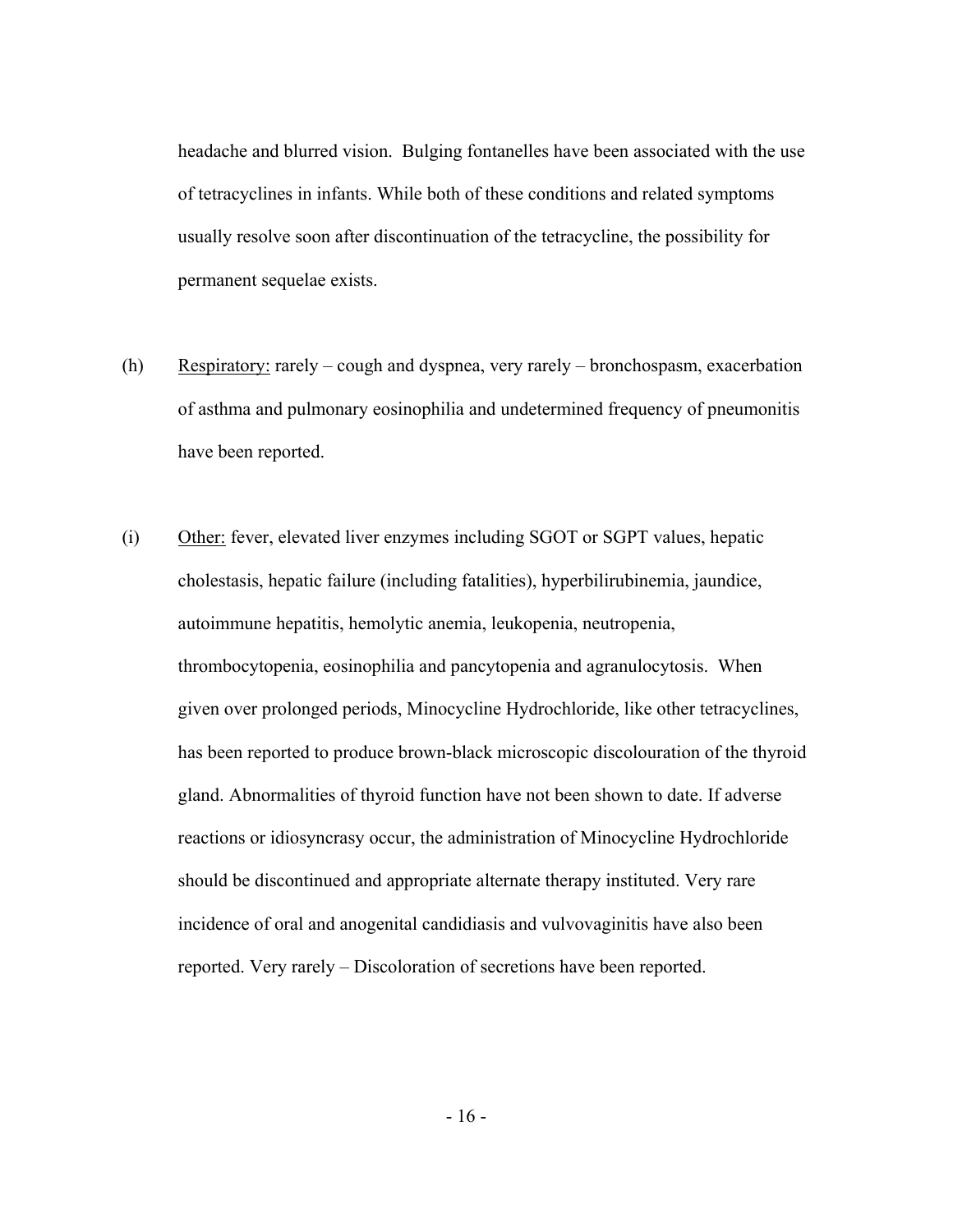headache and blurred vision. Bulging fontanelles have been associated with the use of tetracyclines in infants. While both of these conditions and related symptoms usually resolve soon after discontinuation of the tetracycline, the possibility for permanent sequelae exists.

(h) Respiratory: rarely – cough and dyspnea, very rarely – bronchospasm, exacerbation of asthma and pulmonary eosinophilia and undetermined frequency of pneumonitis have been reported.

(i) Other: fever, elevated liver enzymes including SGOT or SGPT values, hepatic cholestasis, hepatic failure (including fatalities), hyperbilirubinemia, jaundice, autoimmune hepatitis, hemolytic anemia, leukopenia, neutropenia, thrombocytopenia, eosinophilia and pancytopenia and agranulocytosis. When given over prolonged periods, Minocycline Hydrochloride, like other tetracyclines, has been reported to produce brown-black microscopic discolouration of the thyroid gland. Abnormalities of thyroid function have not been shown to date. If adverse reactions or idiosyncrasy occur, the administration of Minocycline Hydrochloride should be discontinued and appropriate alternate therapy instituted. Very rare incidence of oral and anogenital candidiasis and vulvovaginitis have also been reported. Very rarely – Discoloration of secretions have been reported.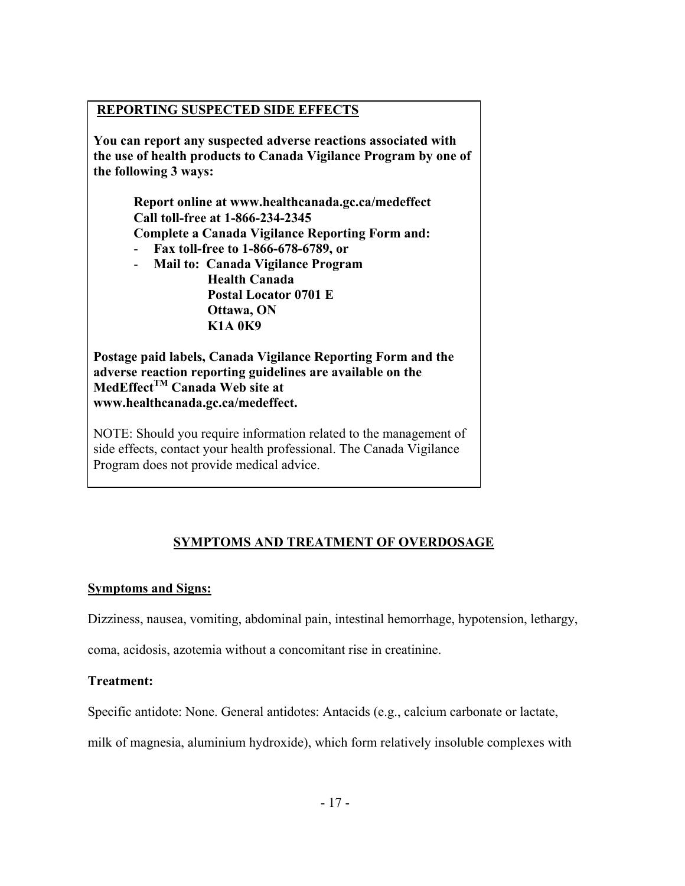**REPORTING SUSPECTED SIDE EFFECTS**

**You can report any suspected adverse reactions associated with the use of health products to Canada Vigilance Program by one of the following 3 ways:**

**Report online at www.healthcanada.gc.ca/medeffect**
**Call toll-free at 1-866-234-2345**
**Complete a Canada Vigilance Reporting Form and:**

- **Fax toll-free to 1-866-678-6789, or**
- **Mail to: Canada Vigilance Program**
  **Health Canada**
  **Postal Locator 0701 E**
  **Ottawa, ON**
  **K1A 0K9**

**Postage paid labels, Canada Vigilance Reporting Form and the adverse reaction reporting guidelines are available on the MedEffect™ Canada Web site at www.healthcanada.gc.ca/medeffect.**

NOTE: Should you require information related to the management of side effects, contact your health professional. The Canada Vigilance Program does not provide medical advice.

## SYMPTOMS AND TREATMENT OF OVERDOSAGE

### Symptoms and Signs:

Dizziness, nausea, vomiting, abdominal pain, intestinal hemorrhage, hypotension, lethargy, coma, acidosis, azotemia without a concomitant rise in creatinine.

### Treatment:

Specific antidote: None. General antidotes: Antacids (e.g., calcium carbonate or lactate, milk of magnesia, aluminium hydroxide), which form relatively insoluble complexes with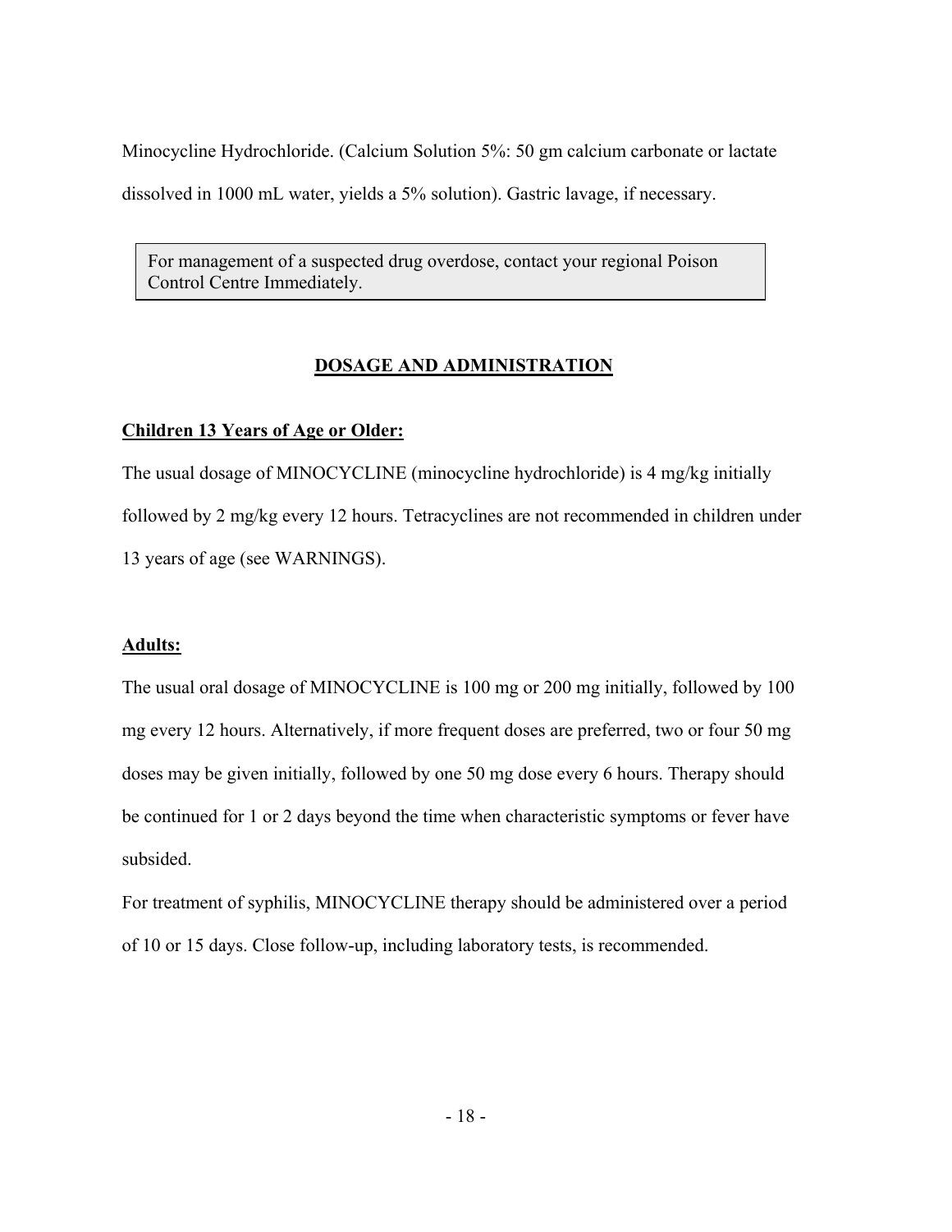Minocycline Hydrochloride. (Calcium Solution 5%: 50 gm calcium carbonate or lactate dissolved in 1000 mL water, yields a 5% solution). Gastric lavage, if necessary.

> For management of a suspected drug overdose, contact your regional Poison Control Centre Immediately.

## DOSAGE AND ADMINISTRATION

### Children 13 Years of Age or Older:

The usual dosage of MINOCYCLINE (minocycline hydrochloride) is 4 mg/kg initially followed by 2 mg/kg every 12 hours. Tetracyclines are not recommended in children under 13 years of age (see WARNINGS).

### Adults:

The usual oral dosage of MINOCYCLINE is 100 mg or 200 mg initially, followed by 100 mg every 12 hours. Alternatively, if more frequent doses are preferred, two or four 50 mg doses may be given initially, followed by one 50 mg dose every 6 hours. Therapy should be continued for 1 or 2 days beyond the time when characteristic symptoms or fever have subsided.

For treatment of syphilis, MINOCYCLINE therapy should be administered over a period of 10 or 15 days. Close follow-up, including laboratory tests, is recommended.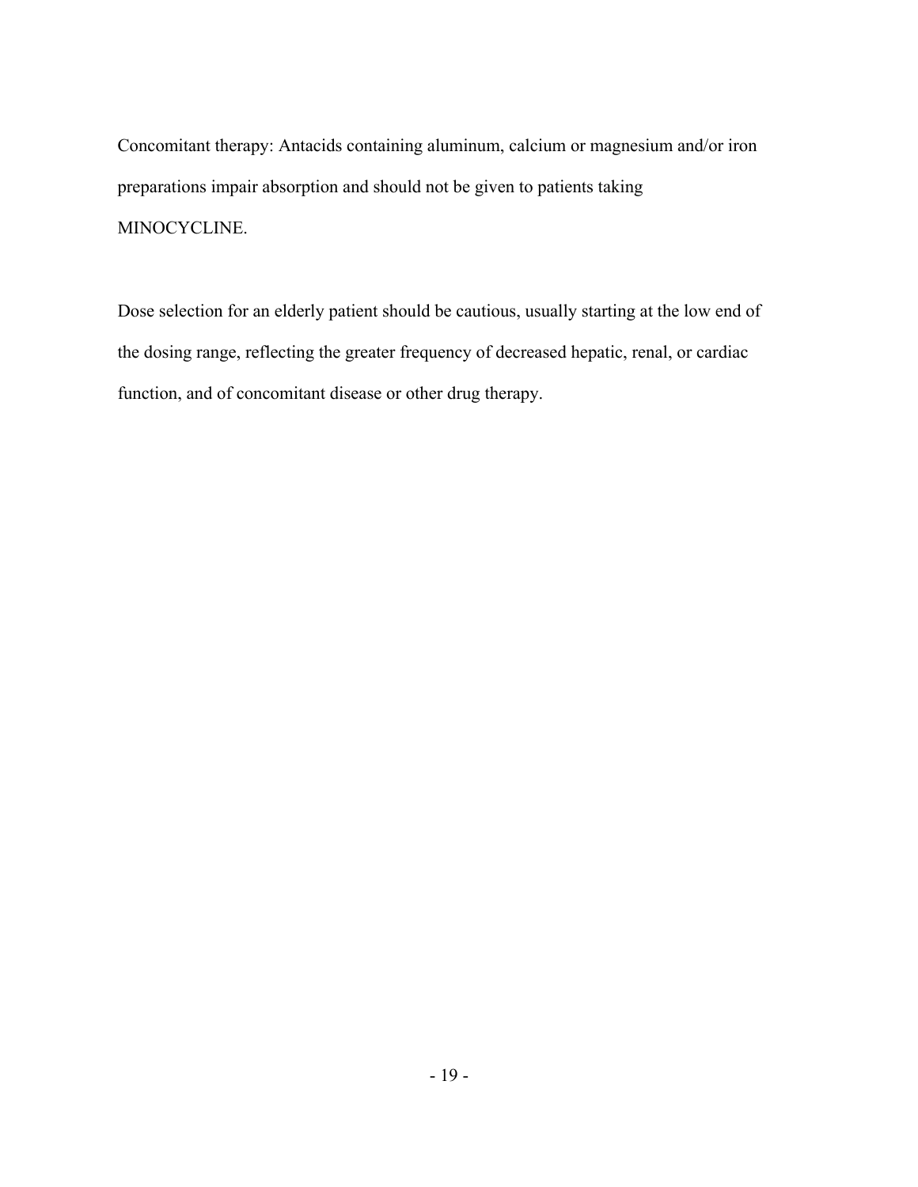Concomitant therapy: Antacids containing aluminum, calcium or magnesium and/or iron preparations impair absorption and should not be given to patients taking MINOCYCLINE.

Dose selection for an elderly patient should be cautious, usually starting at the low end of the dosing range, reflecting the greater frequency of decreased hepatic, renal, or cardiac function, and of concomitant disease or other drug therapy.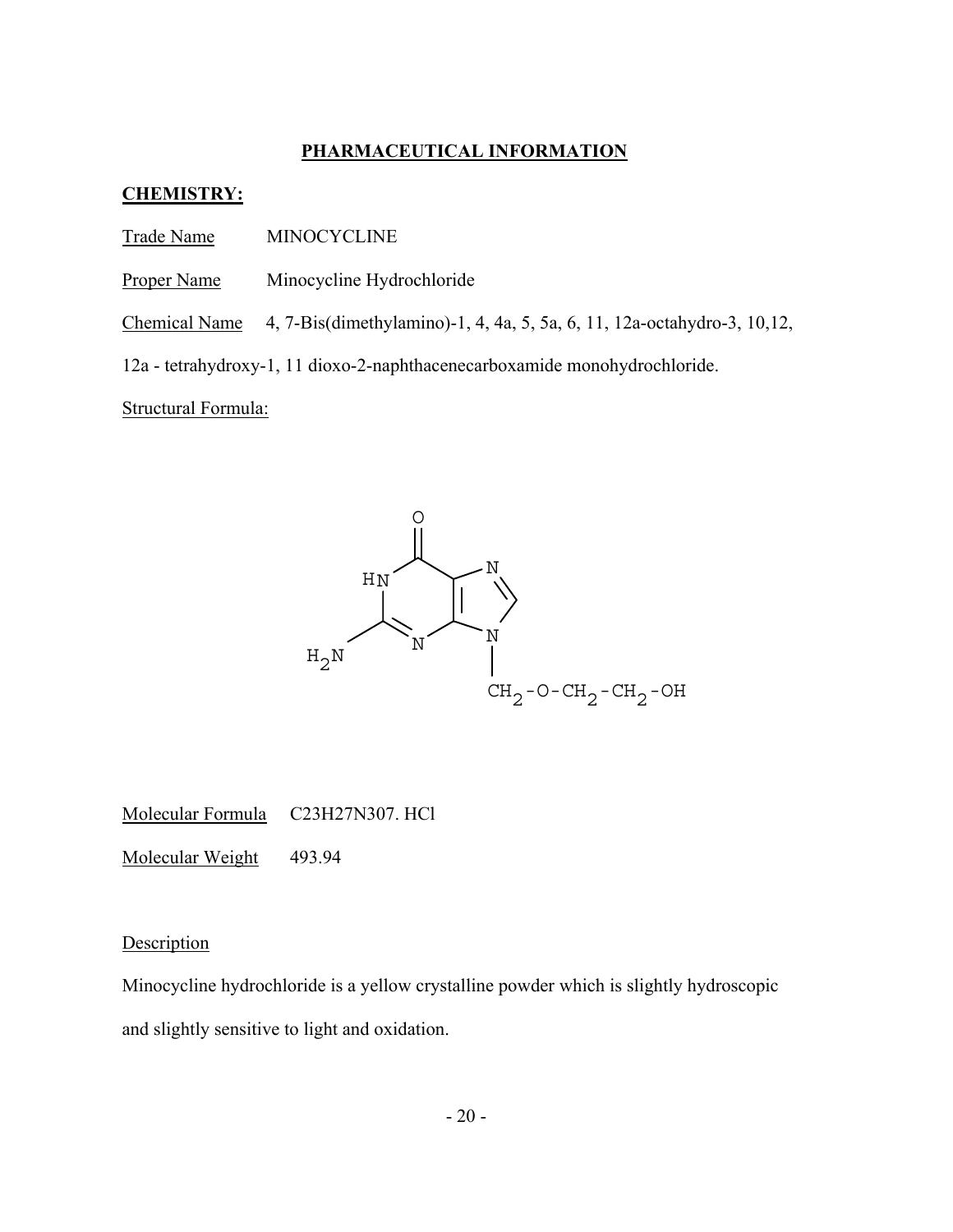## PHARMACEUTICAL INFORMATION

### CHEMISTRY:

Trade Name MINOCYCLINE

Proper Name Minocycline Hydrochloride

Chemical Name 4, 7-Bis(dimethylamino)-1, 4, 4a, 5, 5a, 6, 11, 12a-octahydro-3, 10,12, 12a - tetrahydroxy-1, 11 dioxo-2-naphthacenecarboxamide monohydrochloride.

Structural Formula:

Molecular Formula $C_{23}H_{27}N_{3}O_{7}$. HCl

Molecular Weight 493.94

Description

Minocycline hydrochloride is a yellow crystalline powder which is slightly hydroscopic and slightly sensitive to light and oxidation.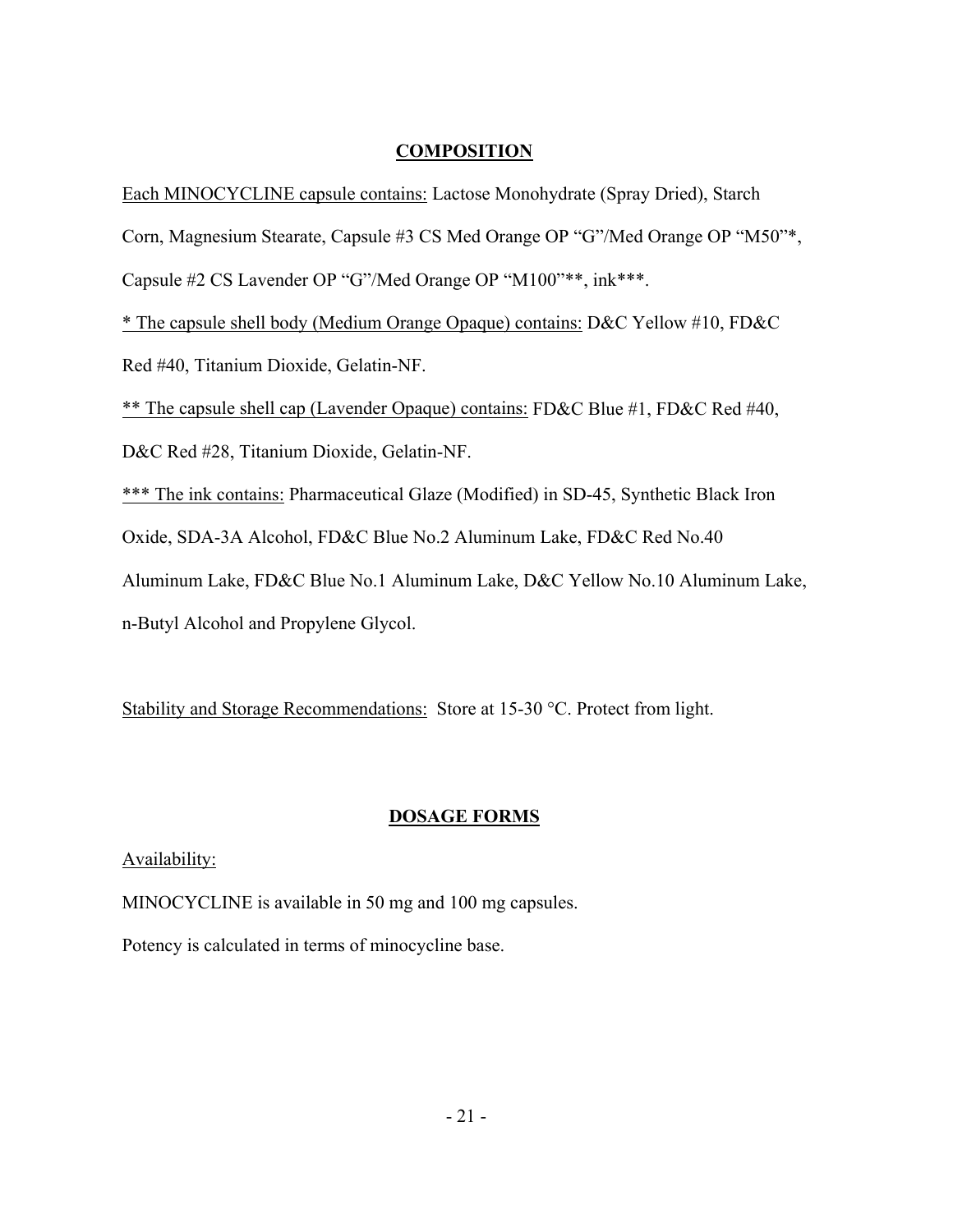## COMPOSITION

Each MINOCYCLINE capsule contains: Lactose Monohydrate (Spray Dried), Starch Corn, Magnesium Stearate, Capsule #3 CS Med Orange OP "G"/Med Orange OP "M50"*, Capsule #2 CS Lavender OP "G"/Med Orange OP "M100"**, ink***.

* The capsule shell body (Medium Orange Opaque) contains: D&C Yellow #10, FD&C Red #40, Titanium Dioxide, Gelatin-NF.

** The capsule shell cap (Lavender Opaque) contains: FD&C Blue #1, FD&C Red #40, D&C Red #28, Titanium Dioxide, Gelatin-NF.

*** The ink contains: Pharmaceutical Glaze (Modified) in SD-45, Synthetic Black Iron Oxide, SDA-3A Alcohol, FD&C Blue No.2 Aluminum Lake, FD&C Red No.40 Aluminum Lake, FD&C Blue No.1 Aluminum Lake, D&C Yellow No.10 Aluminum Lake, n-Butyl Alcohol and Propylene Glycol.

Stability and Storage Recommendations: Store at 15-30 °C. Protect from light.

## DOSAGE FORMS

Availability:

MINOCYCLINE is available in 50 mg and 100 mg capsules.

Potency is calculated in terms of minocycline base.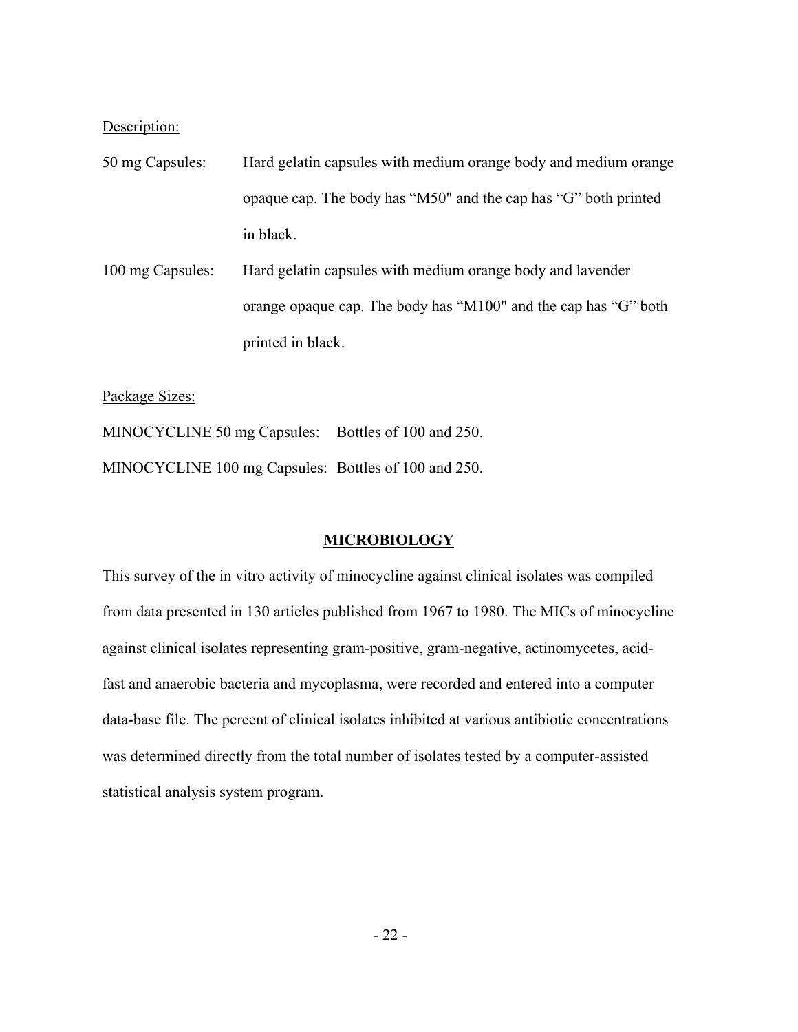Description:

50 mg Capsules: Hard gelatin capsules with medium orange body and medium orange opaque cap. The body has “M50" and the cap has “G” both printed in black.

100 mg Capsules: Hard gelatin capsules with medium orange body and lavender orange opaque cap. The body has “M100" and the cap has “G” both printed in black.

Package Sizes:

MINOCYCLINE 50 mg Capsules: Bottles of 100 and 250.

MINOCYCLINE 100 mg Capsules: Bottles of 100 and 250.

## MICROBIOLOGY

This survey of the in vitro activity of minocycline against clinical isolates was compiled from data presented in 130 articles published from 1967 to 1980. The MICs of minocycline against clinical isolates representing gram-positive, gram-negative, actinomycetes, acid-fast and anaerobic bacteria and mycoplasma, were recorded and entered into a computer data-base file. The percent of clinical isolates inhibited at various antibiotic concentrations was determined directly from the total number of isolates tested by a computer-assisted statistical analysis system program.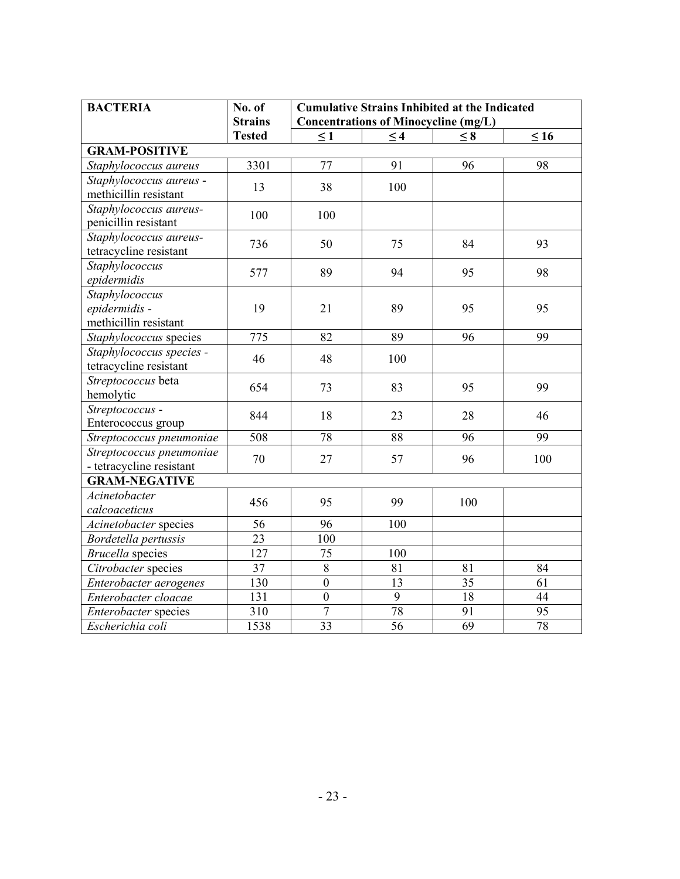| BACTERIA | No. of Strains Tested | Cumulative Strains Inhibited at the Indicated Concentrations of Minocycline (mg/L) | | | |
|---|---|---|---|---|---|
| | | ≤ 1 | ≤ 4 | ≤ 8 | ≤ 16 |
| **GRAM-POSITIVE** | | | | | |
| *Staphylococcus aureus* | 3301 | 77 | 91 | 96 | 98 |
| *Staphylococcus aureus* - methicillin resistant | 13 | 38 | 100 | | |
| *Staphylococcus aureus*- penicillin resistant | 100 | 100 | | | |
| *Staphylococcus aureus*- tetracycline resistant | 736 | 50 | 75 | 84 | 93 |
| *Staphylococcus epidermidis* | 577 | 89 | 94 | 95 | 98 |
| *Staphylococcus epidermidis* - methicillin resistant | 19 | 21 | 89 | 95 | 95 |
| *Staphylococcus* species | 775 | 82 | 89 | 96 | 99 |
| *Staphylococcus species* - tetracycline resistant | 46 | 48 | 100 | | |
| *Streptococcus* beta hemolytic | 654 | 73 | 83 | 95 | 99 |
| *Streptococcus* - Enterococcus group | 844 | 18 | 23 | 28 | 46 |
| *Streptococcus pneumoniae* | 508 | 78 | 88 | 96 | 99 |
| *Streptococcus pneumoniae* - tetracycline resistant | 70 | 27 | 57 | 96 | 100 |
| **GRAM-NEGATIVE** | | | | | |
| *Acinetobacter calcoaceticus* | 456 | 95 | 99 | 100 | |
| *Acinetobacter* species | 56 | 96 | 100 | | |
| *Bordetella pertussis* | 23 | 100 | | | |
| *Brucella* species | 127 | 75 | 100 | | |
| *Citrobacter* species | 37 | 8 | 81 | 81 | 84 |
| *Enterobacter aerogenes* | 130 | 0 | 13 | 35 | 61 |
| *Enterobacter cloacae* | 131 | 0 | 9 | 18 | 44 |
| *Enterobacter* species | 310 | 7 | 78 | 91 | 95 |
| *Escherichia coli* | 1538 | 33 | 56 | 69 | 78 |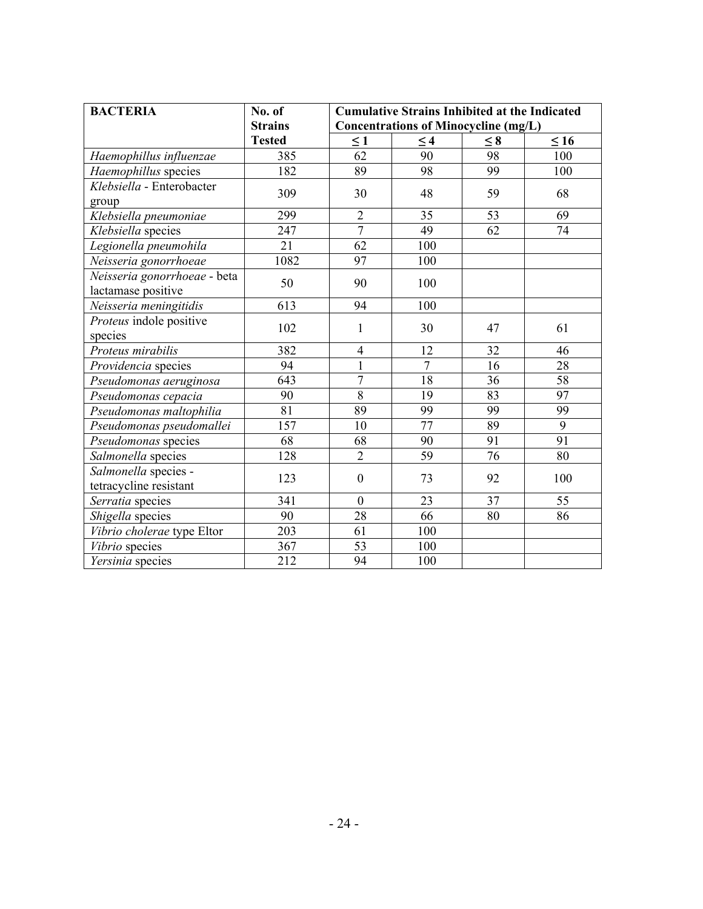| BACTERIA | No. of Strains Tested | Cumulative Strains Inhibited at the Indicated Concentrations of Minocycline (mg/L) | | | |
|---|---|---|---|---|---|
| | | ≤ 1 | ≤ 4 | ≤ 8 | ≤ 16 |
| *Haemophillus influenzae* | 385 | 62 | 90 | 98 | 100 |
| *Haemophillus* species | 182 | 89 | 98 | 99 | 100 |
| *Klebsiella* - Enterobacter group | 309 | 30 | 48 | 59 | 68 |
| *Klebsiella pneumoniae* | 299 | 2 | 35 | 53 | 69 |
| *Klebsiella* species | 247 | 7 | 49 | 62 | 74 |
| *Legionella pneumohila* | 21 | 62 | 100 | | |
| *Neisseria gonorrhoeae* | 1082 | 97 | 100 | | |
| *Neisseria gonorrhoeae* - beta lactamase positive | 50 | 90 | 100 | | |
| *Neisseria meningitidis* | 613 | 94 | 100 | | |
| *Proteus* indole positive species | 102 | 1 | 30 | 47 | 61 |
| *Proteus mirabilis* | 382 | 4 | 12 | 32 | 46 |
| *Providencia* species | 94 | 1 | 7 | 16 | 28 |
| *Pseudomonas aeruginosa* | 643 | 7 | 18 | 36 | 58 |
| *Pseudomonas cepacia* | 90 | 8 | 19 | 83 | 97 |
| *Pseudomonas maltophilia* | 81 | 89 | 99 | 99 | 99 |
| *Pseudomonas pseudomallei* | 157 | 10 | 77 | 89 | 9 |
| *Pseudomonas* species | 68 | 68 | 90 | 91 | 91 |
| *Salmonella* species | 128 | 2 | 59 | 76 | 80 |
| *Salmonella* species - tetracycline resistant | 123 | 0 | 73 | 92 | 100 |
| *Serratia* species | 341 | 0 | 23 | 37 | 55 |
| *Shigella* species | 90 | 28 | 66 | 80 | 86 |
| *Vibrio cholerae* type Eltor | 203 | 61 | 100 | | |
| *Vibrio* species | 367 | 53 | 100 | | |
| *Yersinia* species | 212 | 94 | 100 | | |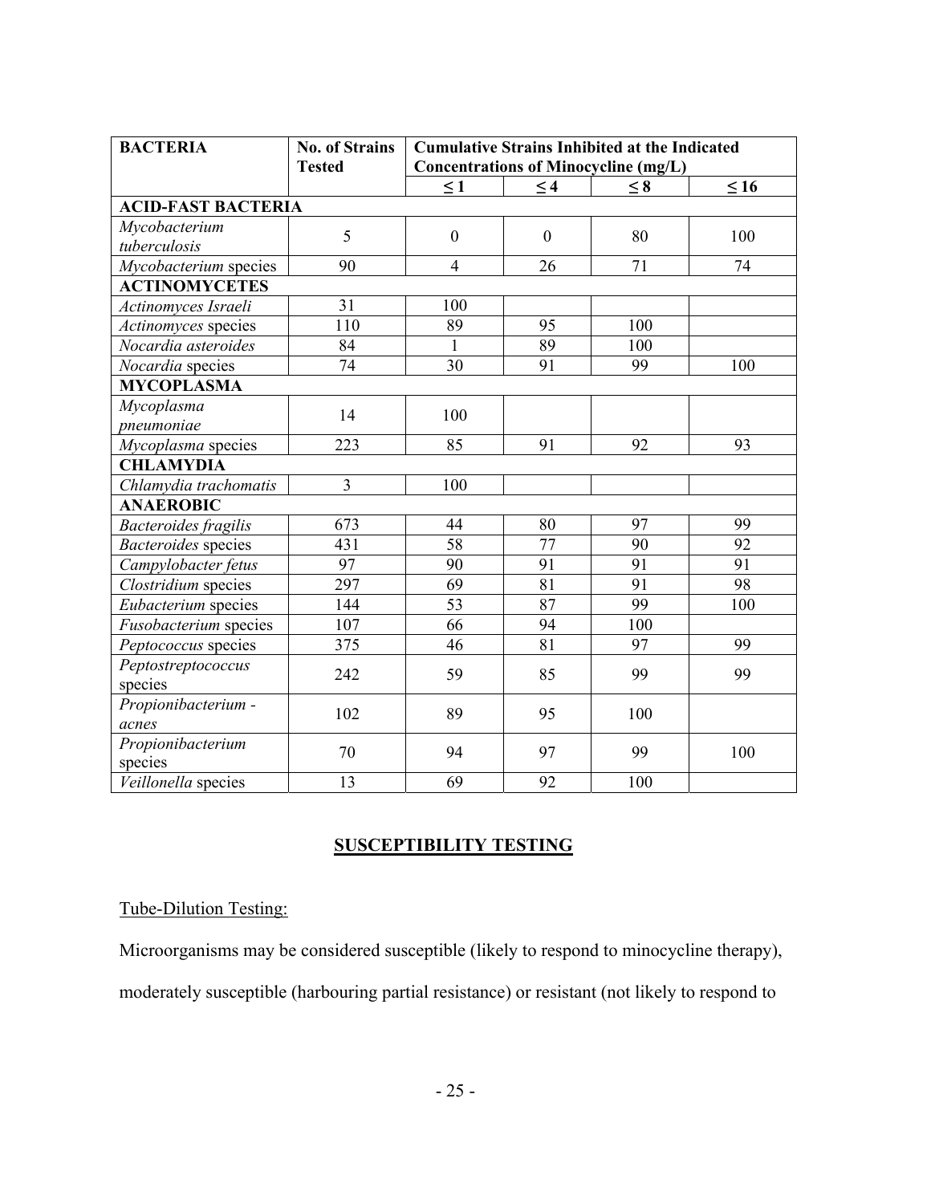| BACTERIA | No. of Strains Tested | Cumulative Strains Inhibited at the Indicated Concentrations of Minocycline (mg/L) | | | |
|---|---|---|---|---|---|
| | | ≤ 1 | ≤ 4 | ≤ 8 | ≤ 16 |
| **ACID-FAST BACTERIA** | | | | | |
| *Mycobacterium tuberculosis* | 5 | 0 | 0 | 80 | 100 |
| *Mycobacterium* species | 90 | 4 | 26 | 71 | 74 |
| **ACTINOMYCETES** | | | | | |
| *Actinomyces Israeli* | 31 | 100 | | | |
| *Actinomyces* species | 110 | 89 | 95 | 100 | |
| *Nocardia asteroides* | 84 | 1 | 89 | 100 | |
| *Nocardia* species | 74 | 30 | 91 | 99 | 100 |
| **MYCOPLASMA** | | | | | |
| *Mycoplasma pneumoniae* | 14 | 100 | | | |
| *Mycoplasma* species | 223 | 85 | 91 | 92 | 93 |
| **CHLAMYDIA** | | | | | |
| *Chlamydia trachomatis* | 3 | 100 | | | |
| **ANAEROBIC** | | | | | |
| *Bacteroides fragilis* | 673 | 44 | 80 | 97 | 99 |
| *Bacteroides* species | 431 | 58 | 77 | 90 | 92 |
| *Campylobacter fetus* | 97 | 90 | 91 | 91 | 91 |
| *Clostridium* species | 297 | 69 | 81 | 91 | 98 |
| *Eubacterium* species | 144 | 53 | 87 | 99 | 100 |
| *Fusobacterium* species | 107 | 66 | 94 | 100 | |
| *Peptococcus* species | 375 | 46 | 81 | 97 | 99 |
| *Peptostreptococcus* species | 242 | 59 | 85 | 99 | 99 |
| *Propionibacterium - acnes* | 102 | 89 | 95 | 100 | |
| *Propionibacterium* species | 70 | 94 | 97 | 99 | 100 |
| *Veillonella* species | 13 | 69 | 92 | 100 | |

## SUSCEPTIBILITY TESTING

Tube-Dilution Testing:

Microorganisms may be considered susceptible (likely to respond to minocycline therapy), moderately susceptible (harbouring partial resistance) or resistant (not likely to respond to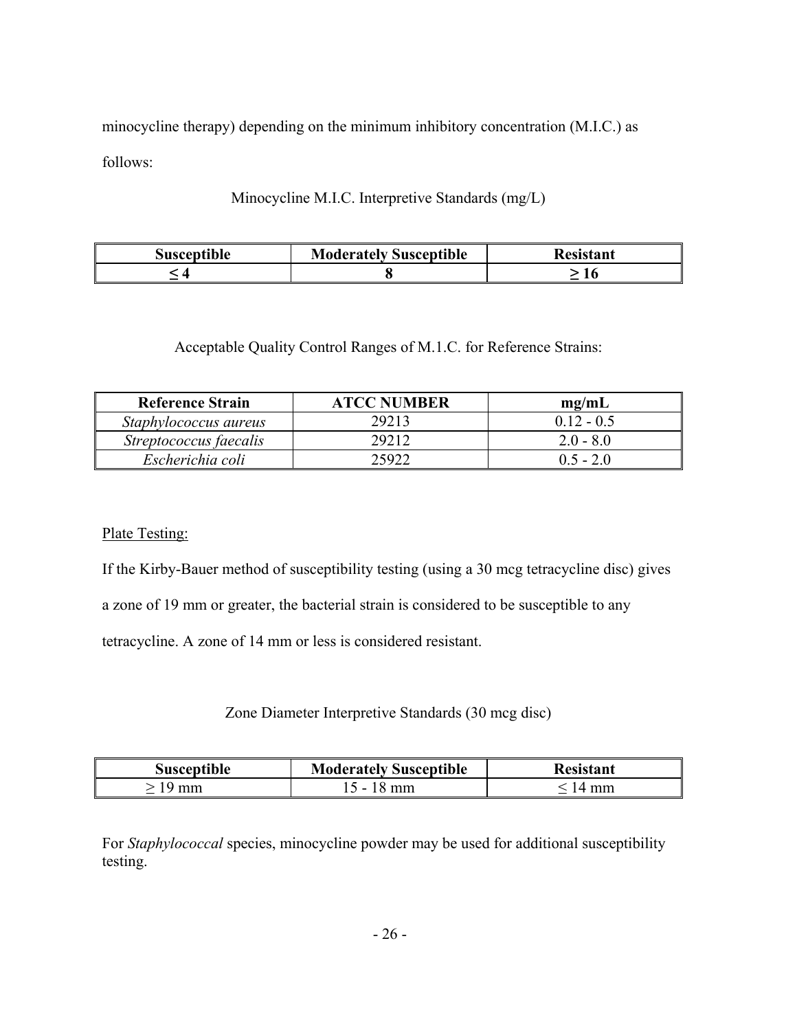minocycline therapy) depending on the minimum inhibitory concentration (M.I.C.) as follows:

Minocycline M.I.C. Interpretive Standards (mg/L)

| Susceptible | Moderately Susceptible | Resistant |
|---|---|---|
| ≤ 4 | 8 | ≥ 16 |

Acceptable Quality Control Ranges of M.1.C. for Reference Strains:

| Reference Strain | ATCC NUMBER | mg/mL |
|---|---|---|
| *Staphylococcus aureus* | 29213 | 0.12 - 0.5 |
| *Streptococcus faecalis* | 29212 | 2.0 - 8.0 |
| *Escherichia coli* | 25922 | 0.5 - 2.0 |

Plate Testing:

If the Kirby-Bauer method of susceptibility testing (using a 30 mcg tetracycline disc) gives a zone of 19 mm or greater, the bacterial strain is considered to be susceptible to any tetracycline. A zone of 14 mm or less is considered resistant.

Zone Diameter Interpretive Standards (30 mcg disc)

| Susceptible | Moderately Susceptible | Resistant |
|---|---|---|
| ≥ 19 mm | 15 - 18 mm | ≤ 14 mm |

For *Staphylococcal* species, minocycline powder may be used for additional susceptibility testing.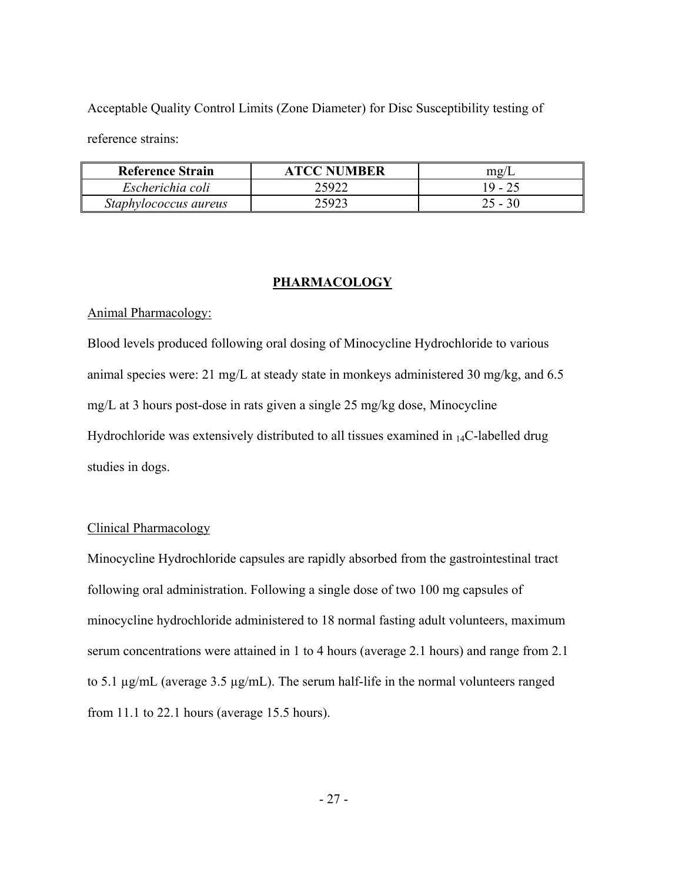Acceptable Quality Control Limits (Zone Diameter) for Disc Susceptibility testing of reference strains:

| Reference Strain | ATCC NUMBER | mg/L |
|---|---|---|
| *Escherichia coli* | 25922 | 19 - 25 |
| *Staphylococcus aureus* | 25923 | 25 - 30 |

## PHARMACOLOGY

Animal Pharmacology:

Blood levels produced following oral dosing of Minocycline Hydrochloride to various animal species were: 21 mg/L at steady state in monkeys administered 30 mg/kg, and 6.5 mg/L at 3 hours post-dose in rats given a single 25 mg/kg dose, Minocycline Hydrochloride was extensively distributed to all tissues examined in $_{14}$C-labelled drug studies in dogs.

Clinical Pharmacology

Minocycline Hydrochloride capsules are rapidly absorbed from the gastrointestinal tract following oral administration. Following a single dose of two 100 mg capsules of minocycline hydrochloride administered to 18 normal fasting adult volunteers, maximum serum concentrations were attained in 1 to 4 hours (average 2.1 hours) and range from 2.1 to 5.1 µg/mL (average 3.5 µg/mL). The serum half-life in the normal volunteers ranged from 11.1 to 22.1 hours (average 15.5 hours).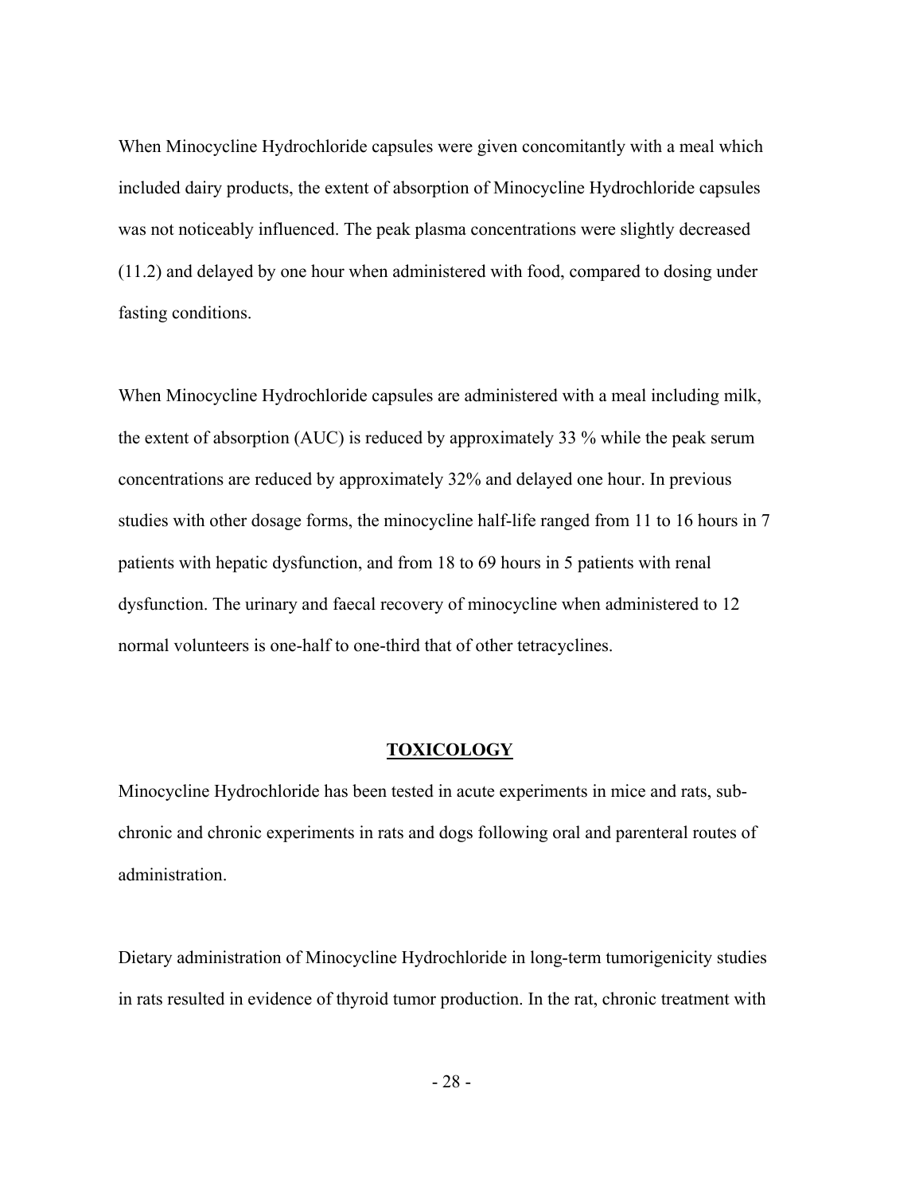When Minocycline Hydrochloride capsules were given concomitantly with a meal which included dairy products, the extent of absorption of Minocycline Hydrochloride capsules was not noticeably influenced. The peak plasma concentrations were slightly decreased (11.2) and delayed by one hour when administered with food, compared to dosing under fasting conditions.

When Minocycline Hydrochloride capsules are administered with a meal including milk, the extent of absorption (AUC) is reduced by approximately 33 % while the peak serum concentrations are reduced by approximately 32% and delayed one hour. In previous studies with other dosage forms, the minocycline half-life ranged from 11 to 16 hours in 7 patients with hepatic dysfunction, and from 18 to 69 hours in 5 patients with renal dysfunction. The urinary and faecal recovery of minocycline when administered to 12 normal volunteers is one-half to one-third that of other tetracyclines.

## TOXICOLOGY

Minocycline Hydrochloride has been tested in acute experiments in mice and rats, sub-chronic and chronic experiments in rats and dogs following oral and parenteral routes of administration.

Dietary administration of Minocycline Hydrochloride in long-term tumorigenicity studies in rats resulted in evidence of thyroid tumor production. In the rat, chronic treatment with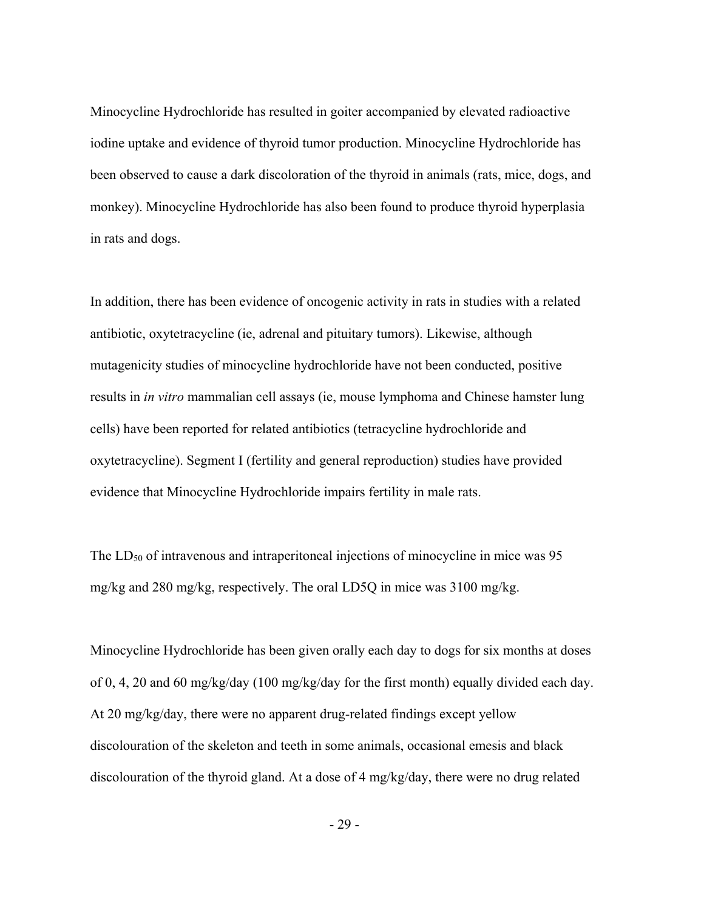Minocycline Hydrochloride has resulted in goiter accompanied by elevated radioactive iodine uptake and evidence of thyroid tumor production. Minocycline Hydrochloride has been observed to cause a dark discoloration of the thyroid in animals (rats, mice, dogs, and monkey). Minocycline Hydrochloride has also been found to produce thyroid hyperplasia in rats and dogs.

In addition, there has been evidence of oncogenic activity in rats in studies with a related antibiotic, oxytetracycline (ie, adrenal and pituitary tumors). Likewise, although mutagenicity studies of minocycline hydrochloride have not been conducted, positive results in *in vitro* mammalian cell assays (ie, mouse lymphoma and Chinese hamster lung cells) have been reported for related antibiotics (tetracycline hydrochloride and oxytetracycline). Segment I (fertility and general reproduction) studies have provided evidence that Minocycline Hydrochloride impairs fertility in male rats.

The $LD_{50}$ of intravenous and intraperitoneal injections of minocycline in mice was 95 mg/kg and 280 mg/kg, respectively. The oral LD5Q in mice was 3100 mg/kg.

Minocycline Hydrochloride has been given orally each day to dogs for six months at doses of 0, 4, 20 and 60 mg/kg/day (100 mg/kg/day for the first month) equally divided each day. At 20 mg/kg/day, there were no apparent drug-related findings except yellow discolouration of the skeleton and teeth in some animals, occasional emesis and black discolouration of the thyroid gland. At a dose of 4 mg/kg/day, there were no drug related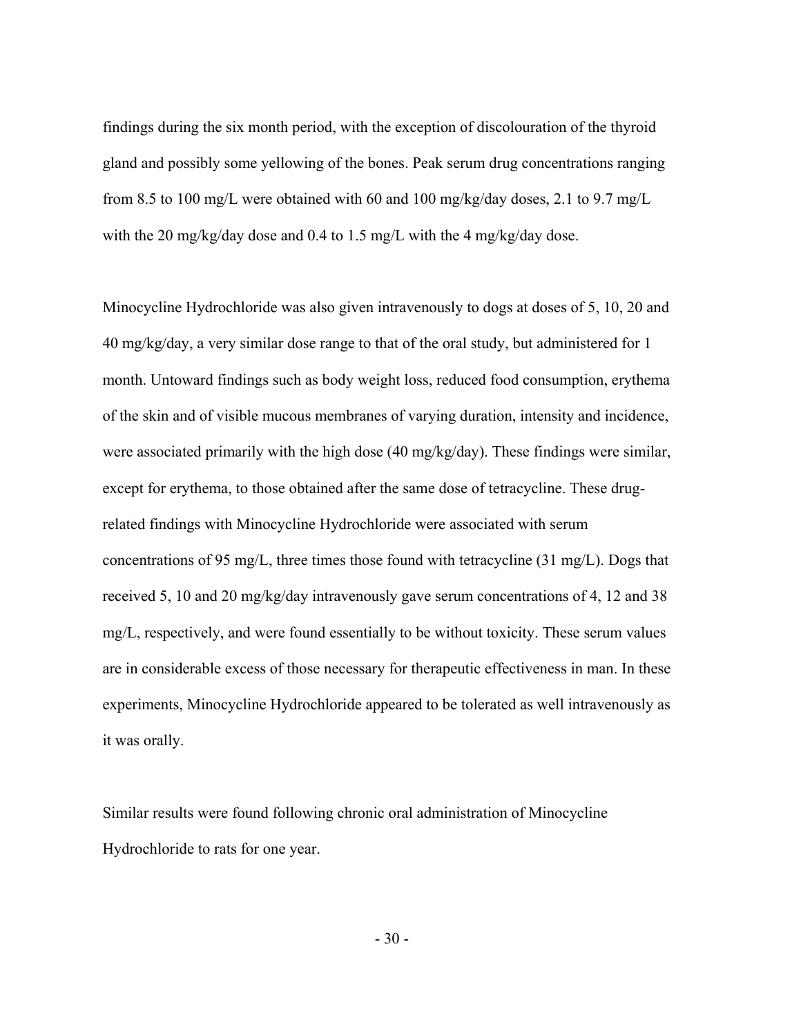findings during the six month period, with the exception of discolouration of the thyroid gland and possibly some yellowing of the bones. Peak serum drug concentrations ranging from 8.5 to 100 mg/L were obtained with 60 and 100 mg/kg/day doses, 2.1 to 9.7 mg/L with the 20 mg/kg/day dose and 0.4 to 1.5 mg/L with the 4 mg/kg/day dose.

Minocycline Hydrochloride was also given intravenously to dogs at doses of 5, 10, 20 and 40 mg/kg/day, a very similar dose range to that of the oral study, but administered for 1 month. Untoward findings such as body weight loss, reduced food consumption, erythema of the skin and of visible mucous membranes of varying duration, intensity and incidence, were associated primarily with the high dose (40 mg/kg/day). These findings were similar, except for erythema, to those obtained after the same dose of tetracycline. These drug-related findings with Minocycline Hydrochloride were associated with serum concentrations of 95 mg/L, three times those found with tetracycline (31 mg/L). Dogs that received 5, 10 and 20 mg/kg/day intravenously gave serum concentrations of 4, 12 and 38 mg/L, respectively, and were found essentially to be without toxicity. These serum values are in considerable excess of those necessary for therapeutic effectiveness in man. In these experiments, Minocycline Hydrochloride appeared to be tolerated as well intravenously as it was orally.

Similar results were found following chronic oral administration of Minocycline Hydrochloride to rats for one year.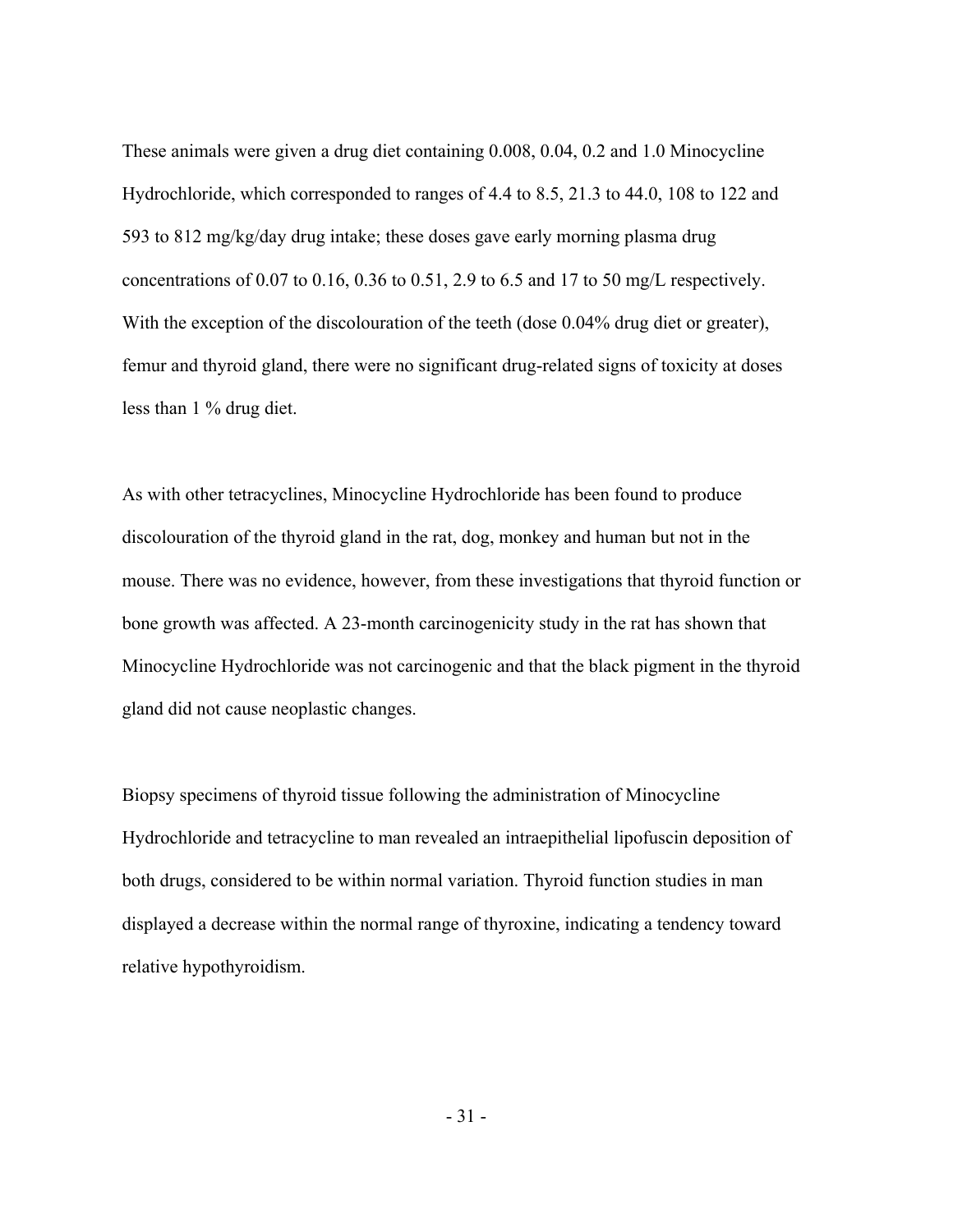These animals were given a drug diet containing 0.008, 0.04, 0.2 and 1.0 Minocycline Hydrochloride, which corresponded to ranges of 4.4 to 8.5, 21.3 to 44.0, 108 to 122 and 593 to 812 mg/kg/day drug intake; these doses gave early morning plasma drug concentrations of 0.07 to 0.16, 0.36 to 0.51, 2.9 to 6.5 and 17 to 50 mg/L respectively. With the exception of the discolouration of the teeth (dose 0.04% drug diet or greater), femur and thyroid gland, there were no significant drug-related signs of toxicity at doses less than 1 % drug diet.

As with other tetracyclines, Minocycline Hydrochloride has been found to produce discolouration of the thyroid gland in the rat, dog, monkey and human but not in the mouse. There was no evidence, however, from these investigations that thyroid function or bone growth was affected. A 23-month carcinogenicity study in the rat has shown that Minocycline Hydrochloride was not carcinogenic and that the black pigment in the thyroid gland did not cause neoplastic changes.

Biopsy specimens of thyroid tissue following the administration of Minocycline Hydrochloride and tetracycline to man revealed an intraepithelial lipofuscin deposition of both drugs, considered to be within normal variation. Thyroid function studies in man displayed a decrease within the normal range of thyroxine, indicating a tendency toward relative hypothyroidism.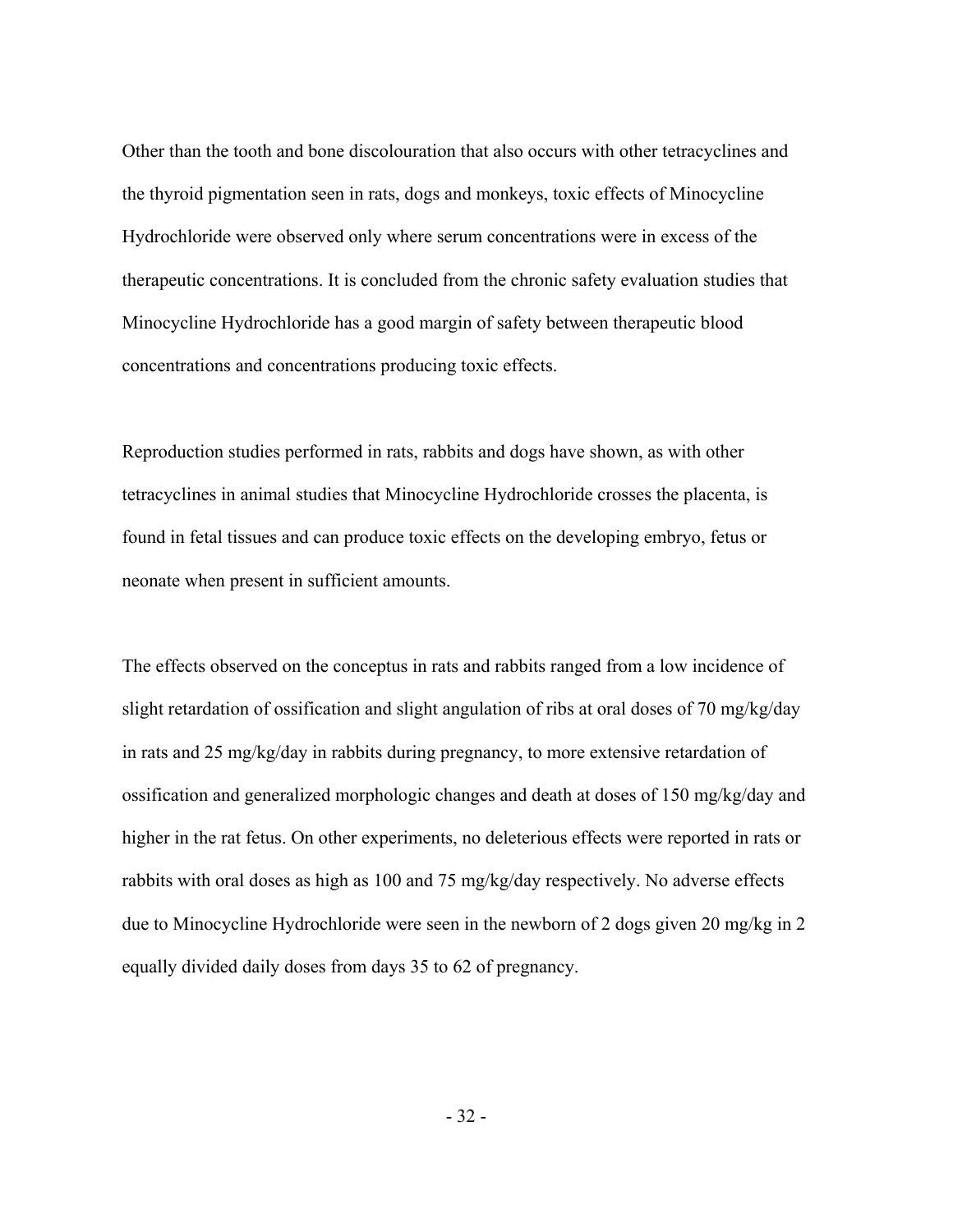Other than the tooth and bone discolouration that also occurs with other tetracyclines and the thyroid pigmentation seen in rats, dogs and monkeys, toxic effects of Minocycline Hydrochloride were observed only where serum concentrations were in excess of the therapeutic concentrations. It is concluded from the chronic safety evaluation studies that Minocycline Hydrochloride has a good margin of safety between therapeutic blood concentrations and concentrations producing toxic effects.

Reproduction studies performed in rats, rabbits and dogs have shown, as with other tetracyclines in animal studies that Minocycline Hydrochloride crosses the placenta, is found in fetal tissues and can produce toxic effects on the developing embryo, fetus or neonate when present in sufficient amounts.

The effects observed on the conceptus in rats and rabbits ranged from a low incidence of slight retardation of ossification and slight angulation of ribs at oral doses of 70 mg/kg/day in rats and 25 mg/kg/day in rabbits during pregnancy, to more extensive retardation of ossification and generalized morphologic changes and death at doses of 150 mg/kg/day and higher in the rat fetus. On other experiments, no deleterious effects were reported in rats or rabbits with oral doses as high as 100 and 75 mg/kg/day respectively. No adverse effects due to Minocycline Hydrochloride were seen in the newborn of 2 dogs given 20 mg/kg in 2 equally divided daily doses from days 35 to 62 of pregnancy.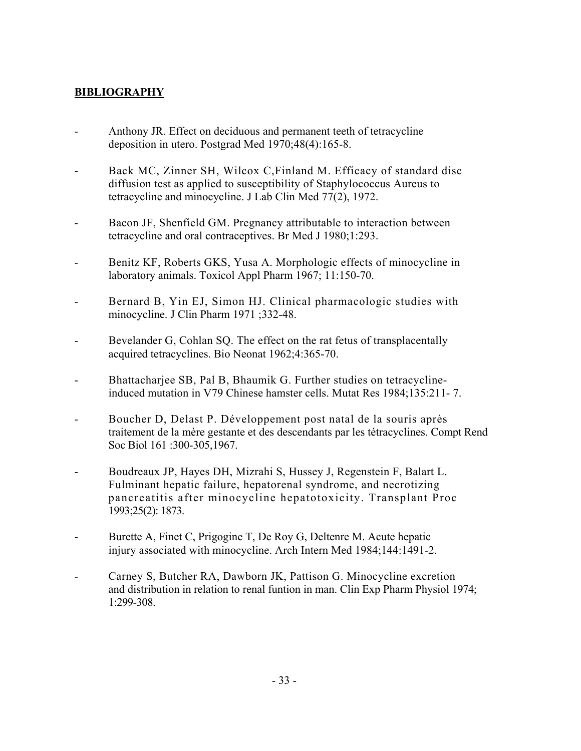## BIBLIOGRAPHY

- Anthony JR. Effect on deciduous and permanent teeth of tetracycline deposition in utero. Postgrad Med 1970;48(4):165-8.
- Back MC, Zinner SH, Wilcox C,Finland M. Efficacy of standard disc diffusion test as applied to susceptibility of Staphylococcus Aureus to tetracycline and minocycline. J Lab Clin Med 77(2), 1972.
- Bacon JF, Shenfield GM. Pregnancy attributable to interaction between tetracycline and oral contraceptives. Br Med J 1980;1:293.
- Benitz KF, Roberts GKS, Yusa A. Morphologic effects of minocycline in laboratory animals. Toxicol Appl Pharm 1967; 11:150-70.
- Bernard B, Yin EJ, Simon HJ. Clinical pharmacologic studies with minocycline. J Clin Pharm 1971 ;332-48.
- Bevelander G, Cohlan SQ. The effect on the rat fetus of transplacentally acquired tetracyclines. Bio Neonat 1962;4:365-70.
- Bhattacharjee SB, Pal B, Bhaumik G. Further studies on tetracycline-induced mutation in V79 Chinese hamster cells. Mutat Res 1984;135:211- 7.
- Boucher D, Delast P. Développement post natal de la souris après traitement de la mère gestante et des descendants par les tétracyclines. Compt Rend Soc Biol 161 :300-305,1967.
- Boudreaux JP, Hayes DH, Mizrahi S, Hussey J, Regenstein F, Balart L. Fulminant hepatic failure, hepatorenal syndrome, and necrotizing pancreatitis after minocycline hepatotoxicity. Transplant Proc 1993;25(2): 1873.
- Burette A, Finet C, Prigogine T, De Roy G, Deltenre M. Acute hepatic injury associated with minocycline. Arch Intern Med 1984;144:1491-2.
- Carney S, Butcher RA, Dawborn JK, Pattison G. Minocycline excretion and distribution in relation to renal funtion in man. Clin Exp Pharm Physiol 1974; 1:299-308.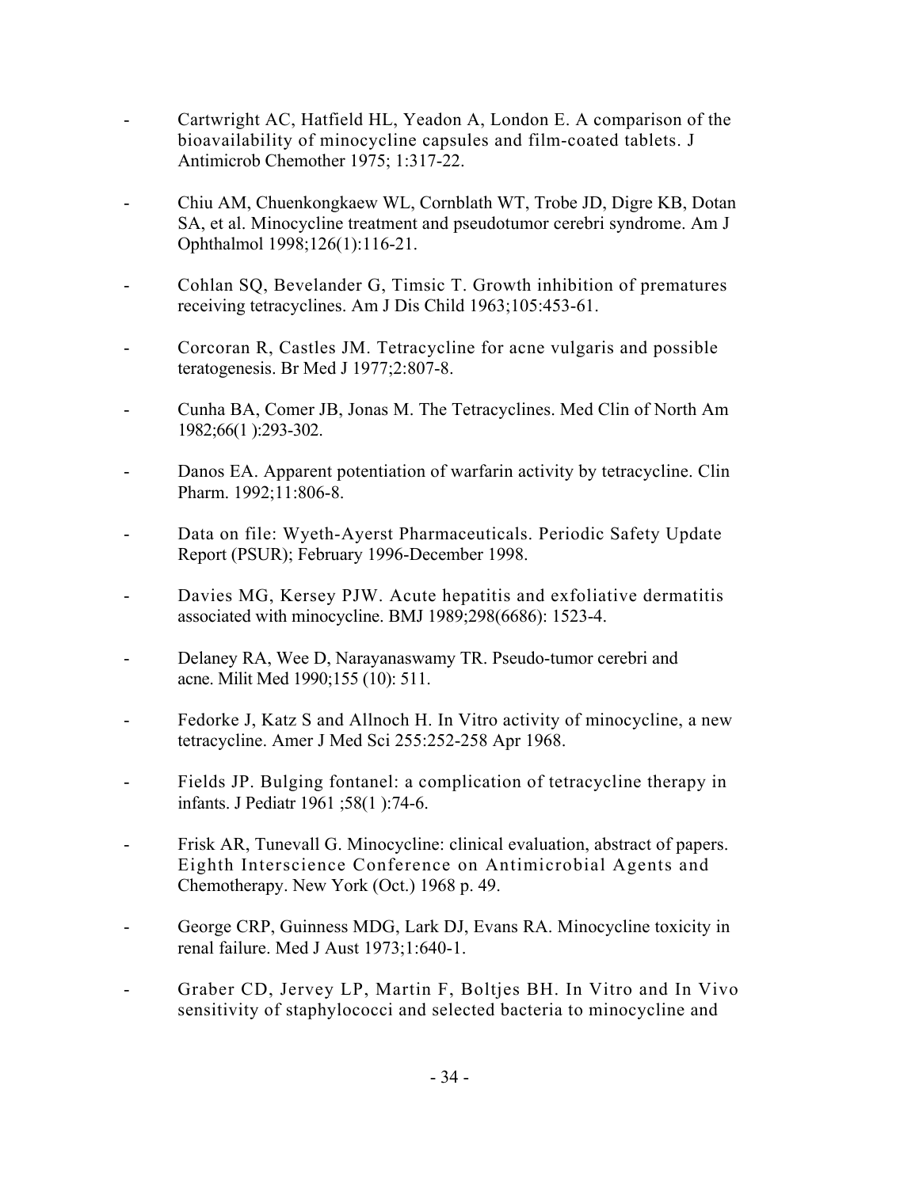- Cartwright AC, Hatfield HL, Yeadon A, London E. A comparison of the bioavailability of minocycline capsules and film-coated tablets. J Antimicrob Chemother 1975; 1:317-22.

- Chiu AM, Chuenkongkaew WL, Cornblath WT, Trobe JD, Digre KB, Dotan SA, et al. Minocycline treatment and pseudotumor cerebri syndrome. Am J Ophthalmol 1998;126(1):116-21.

- Cohlan SQ, Bevelander G, Timsic T. Growth inhibition of prematures receiving tetracyclines. Am J Dis Child 1963;105:453-61.

- Corcoran R, Castles JM. Tetracycline for acne vulgaris and possible teratogenesis. Br Med J 1977;2:807-8.

- Cunha BA, Comer JB, Jonas M. The Tetracyclines. Med Clin of North Am 1982;66(1 ):293-302.

- Danos EA. Apparent potentiation of warfarin activity by tetracycline. Clin Pharm. 1992;11:806-8.

- Data on file: Wyeth-Ayerst Pharmaceuticals. Periodic Safety Update Report (PSUR); February 1996-December 1998.

- Davies MG, Kersey PJW. Acute hepatitis and exfoliative dermatitis associated with minocycline. BMJ 1989;298(6686): 1523-4.

- Delaney RA, Wee D, Narayanaswamy TR. Pseudo-tumor cerebri and acne. Milit Med 1990;155 (10): 511.

- Fedorke J, Katz S and Allnoch H. In Vitro activity of minocycline, a new tetracycline. Amer J Med Sci 255:252-258 Apr 1968.

- Fields JP. Bulging fontanel: a complication of tetracycline therapy in infants. J Pediatr 1961 ;58(1 ):74-6.

- Frisk AR, Tunevall G. Minocycline: clinical evaluation, abstract of papers. Eighth Interscience Conference on Antimicrobial Agents and Chemotherapy. New York (Oct.) 1968 p. 49.

- George CRP, Guinness MDG, Lark DJ, Evans RA. Minocycline toxicity in renal failure. Med J Aust 1973;1:640-1.

- Graber CD, Jervey LP, Martin F, Boltjes BH. In Vitro and In Vivo sensitivity of staphylococci and selected bacteria to minocycline and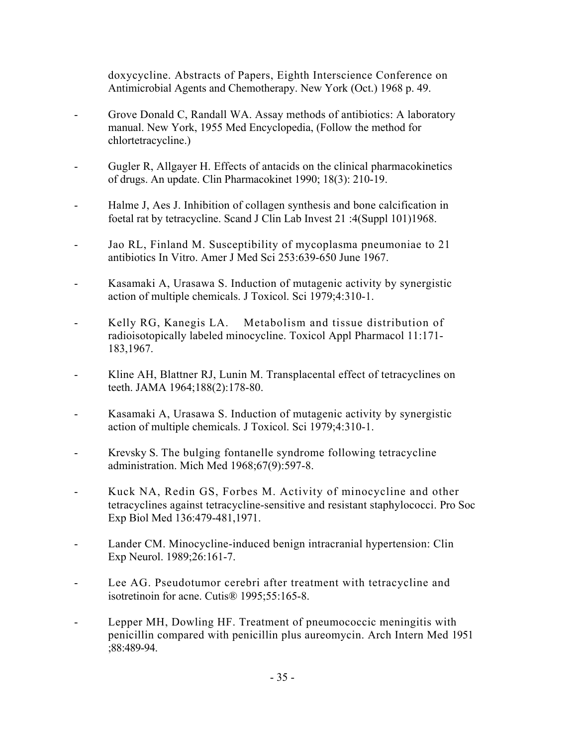doxycycline. Abstracts of Papers, Eighth Interscience Conference on Antimicrobial Agents and Chemotherapy. New York (Oct.) 1968 p. 49.

- Grove Donald C, Randall WA. Assay methods of antibiotics: A laboratory manual. New York, 1955 Med Encyclopedia, (Follow the method for chlortetracycline.)
- Gugler R, Allgayer H. Effects of antacids on the clinical pharmacokinetics of drugs. An update. Clin Pharmacokinet 1990; 18(3): 210-19.
- Halme J, Aes J. Inhibition of collagen synthesis and bone calcification in foetal rat by tetracycline. Scand J Clin Lab Invest 21 :4(Suppl 101)1968.
- Jao RL, Finland M. Susceptibility of mycoplasma pneumoniae to 21 antibiotics In Vitro. Amer J Med Sci 253:639-650 June 1967.
- Kasamaki A, Urasawa S. Induction of mutagenic activity by synergistic action of multiple chemicals. J Toxicol. Sci 1979;4:310-1.
- Kelly RG, Kanegis LA. Metabolism and tissue distribution of radioisotopically labeled minocycline. Toxicol Appl Pharmacol 11:171-183,1967.
- Kline AH, Blattner RJ, Lunin M. Transplacental effect of tetracyclines on teeth. JAMA 1964;188(2):178-80.
- Kasamaki A, Urasawa S. Induction of mutagenic activity by synergistic action of multiple chemicals. J Toxicol. Sci 1979;4:310-1.
- Krevsky S. The bulging fontanelle syndrome following tetracycline administration. Mich Med 1968;67(9):597-8.
- Kuck NA, Redin GS, Forbes M. Activity of minocycline and other tetracyclines against tetracycline-sensitive and resistant staphylococci. Pro Soc Exp Biol Med 136:479-481,1971.
- Lander CM. Minocycline-induced benign intracranial hypertension: Clin Exp Neurol. 1989;26:161-7.
- Lee AG. Pseudotumor cerebri after treatment with tetracycline and isotretinoin for acne. Cutis® 1995;55:165-8.
- Lepper MH, Dowling HF. Treatment of pneumococcic meningitis with penicillin compared with penicillin plus aureomycin. Arch Intern Med 1951 ;88:489-94.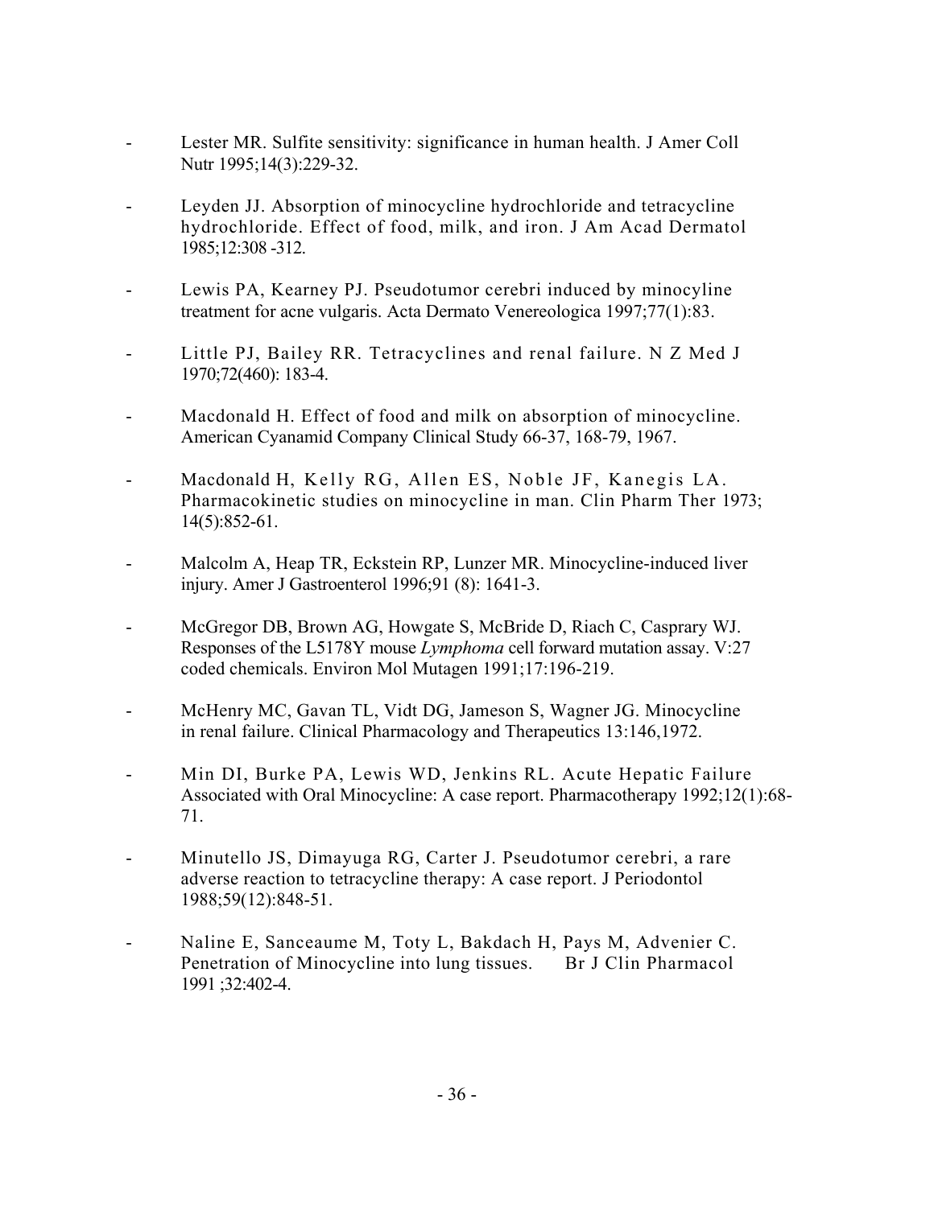- Lester MR. Sulfite sensitivity: significance in human health. J Amer Coll Nutr 1995;14(3):229-32.

- Leyden JJ. Absorption of minocycline hydrochloride and tetracycline hydrochloride. Effect of food, milk, and iron. J Am Acad Dermatol 1985;12:308 -312.

- Lewis PA, Kearney PJ. Pseudotumor cerebri induced by minocyline treatment for acne vulgaris. Acta Dermato Venereologica 1997;77(1):83.

- Little PJ, Bailey RR. Tetracyclines and renal failure. N Z Med J 1970;72(460): 183-4.

- Macdonald H. Effect of food and milk on absorption of minocycline. American Cyanamid Company Clinical Study 66-37, 168-79, 1967.

- Macdonald H, Kelly RG, Allen ES, Noble JF, Kanegis LA. Pharmacokinetic studies on minocycline in man. Clin Pharm Ther 1973; 14(5):852-61.

- Malcolm A, Heap TR, Eckstein RP, Lunzer MR. Minocycline-induced liver injury. Amer J Gastroenterol 1996;91 (8): 1641-3.

- McGregor DB, Brown AG, Howgate S, McBride D, Riach C, Casprary WJ. Responses of the L5178Y mouse *Lymphoma* cell forward mutation assay. V:27 coded chemicals. Environ Mol Mutagen 1991;17:196-219.

- McHenry MC, Gavan TL, Vidt DG, Jameson S, Wagner JG. Minocycline in renal failure. Clinical Pharmacology and Therapeutics 13:146,1972.

- Min DI, Burke PA, Lewis WD, Jenkins RL. Acute Hepatic Failure Associated with Oral Minocycline: A case report. Pharmacotherapy 1992;12(1):68-71.

- Minutello JS, Dimayuga RG, Carter J. Pseudotumor cerebri, a rare adverse reaction to tetracycline therapy: A case report. J Periodontol 1988;59(12):848-51.

- Naline E, Sanceaume M, Toty L, Bakdach H, Pays M, Advenier C. Penetration of Minocycline into lung tissues. Br J Clin Pharmacol 1991 ;32:402-4.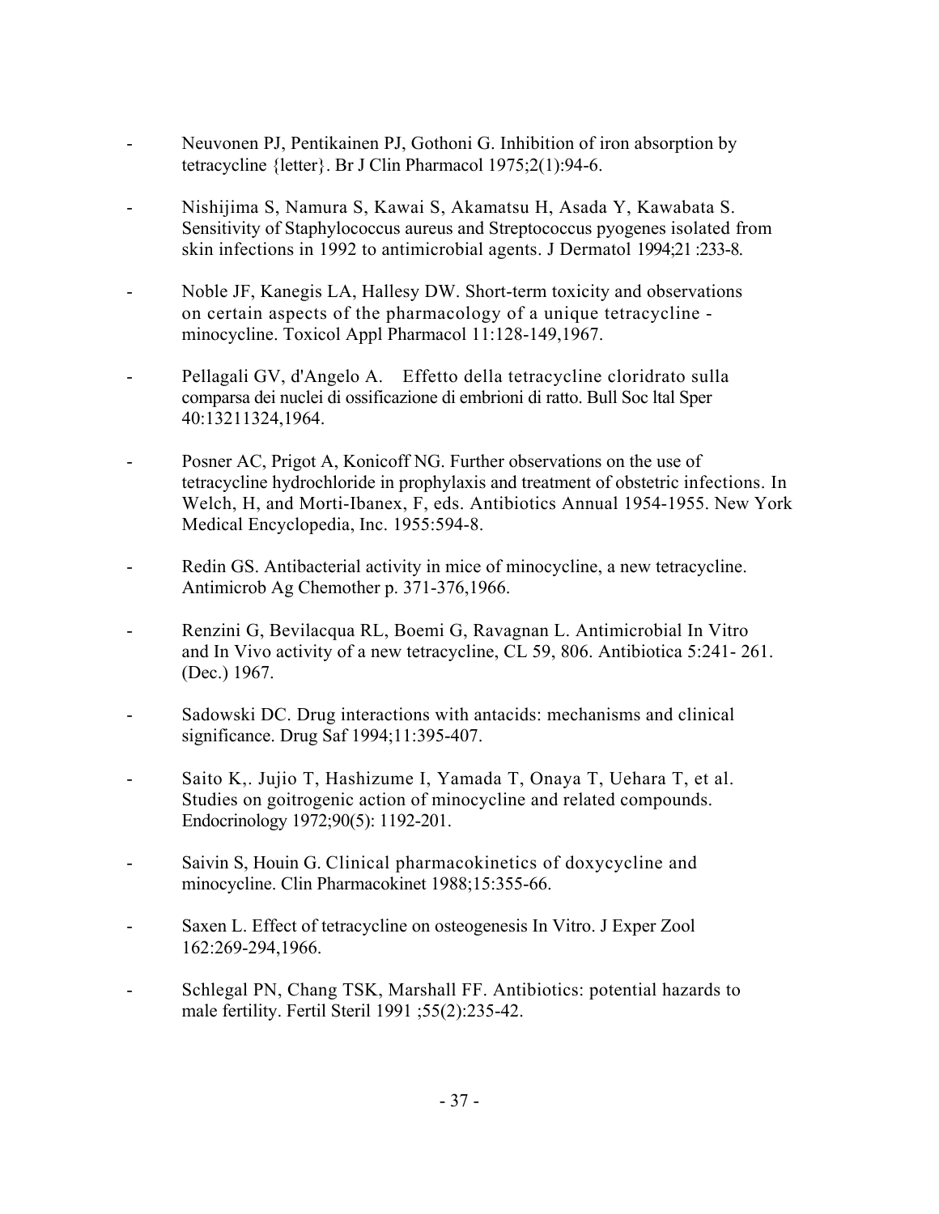- Neuvonen PJ, Pentikainen PJ, Gothoni G. Inhibition of iron absorption by tetracycline {letter}. Br J Clin Pharmacol 1975;2(1):94-6.

- Nishijima S, Namura S, Kawai S, Akamatsu H, Asada Y, Kawabata S. Sensitivity of Staphylococcus aureus and Streptococcus pyogenes isolated from skin infections in 1992 to antimicrobial agents. J Dermatol 1994;21 :233-8.

- Noble JF, Kanegis LA, Hallesy DW. Short-term toxicity and observations on certain aspects of the pharmacology of a unique tetracycline - minocycline. Toxicol Appl Pharmacol 11:128-149,1967.

- Pellagali GV, d'Angelo A. Effetto della tetracycline cloridrato sulla comparsa dei nuclei di ossificazione di embrioni di ratto. Bull Soc ltal Sper 40:13211324,1964.

- Posner AC, Prigot A, Konicoff NG. Further observations on the use of tetracycline hydrochloride in prophylaxis and treatment of obstetric infections. In Welch, H, and Morti-Ibanex, F, eds. Antibiotics Annual 1954-1955. New York Medical Encyclopedia, Inc. 1955:594-8.

- Redin GS. Antibacterial activity in mice of minocycline, a new tetracycline. Antimicrob Ag Chemother p. 371-376,1966.

- Renzini G, Bevilacqua RL, Boemi G, Ravagnan L. Antimicrobial In Vitro and In Vivo activity of a new tetracycline, CL 59, 806. Antibiotica 5:241- 261. (Dec.) 1967.

- Sadowski DC. Drug interactions with antacids: mechanisms and clinical significance. Drug Saf 1994;11:395-407.

- Saito K,. Jujio T, Hashizume I, Yamada T, Onaya T, Uehara T, et al. Studies on goitrogenic action of minocycline and related compounds. Endocrinology 1972;90(5): 1192-201.

- Saivin S, Houin G. Clinical pharmacokinetics of doxycycline and minocycline. Clin Pharmacokinet 1988;15:355-66.

- Saxen L. Effect of tetracycline on osteogenesis In Vitro. J Exper Zool 162:269-294,1966.

- Schlegal PN, Chang TSK, Marshall FF. Antibiotics: potential hazards to male fertility. Fertil Steril 1991 ;55(2):235-42.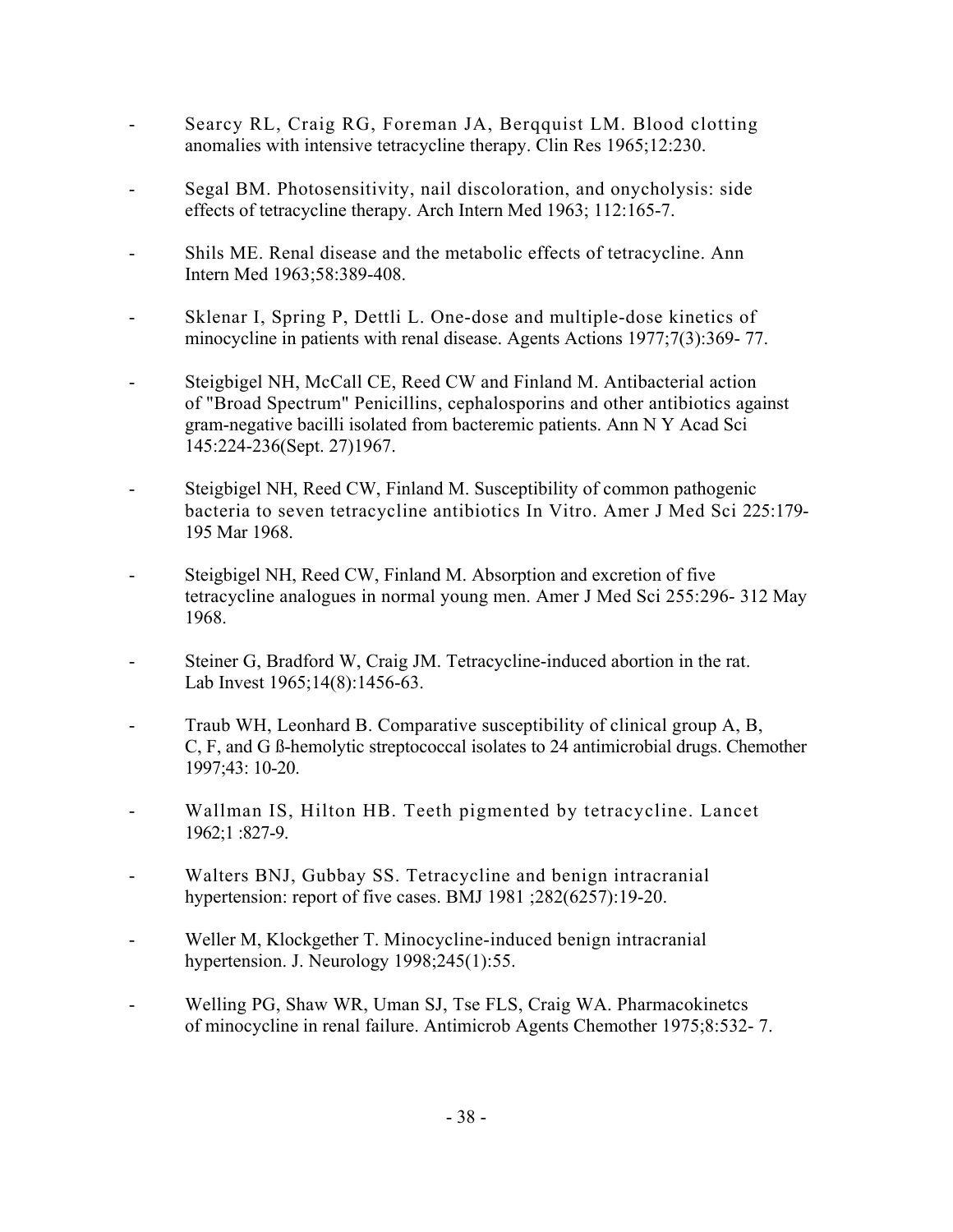- Searcy RL, Craig RG, Foreman JA, Berqquist LM. Blood clotting anomalies with intensive tetracycline therapy. Clin Res 1965;12:230.

- Segal BM. Photosensitivity, nail discoloration, and onycholysis: side effects of tetracycline therapy. Arch Intern Med 1963; 112:165-7.

- Shils ME. Renal disease and the metabolic effects of tetracycline. Ann Intern Med 1963;58:389-408.

- Sklenar I, Spring P, Dettli L. One-dose and multiple-dose kinetics of minocycline in patients with renal disease. Agents Actions 1977;7(3):369- 77.

- Steigbigel NH, McCall CE, Reed CW and Finland M. Antibacterial action of "Broad Spectrum" Penicillins, cephalosporins and other antibiotics against gram-negative bacilli isolated from bacteremic patients. Ann N Y Acad Sci 145:224-236(Sept. 27)1967.

- Steigbigel NH, Reed CW, Finland M. Susceptibility of common pathogenic bacteria to seven tetracycline antibiotics In Vitro. Amer J Med Sci 225:179-195 Mar 1968.

- Steigbigel NH, Reed CW, Finland M. Absorption and excretion of five tetracycline analogues in normal young men. Amer J Med Sci 255:296- 312 May 1968.

- Steiner G, Bradford W, Craig JM. Tetracycline-induced abortion in the rat. Lab Invest 1965;14(8):1456-63.

- Traub WH, Leonhard B. Comparative susceptibility of clinical group A, B, C, F, and G ß-hemolytic streptococcal isolates to 24 antimicrobial drugs. Chemother 1997;43: 10-20.

- Wallman IS, Hilton HB. Teeth pigmented by tetracycline. Lancet 1962;1 :827-9.

- Walters BNJ, Gubbay SS. Tetracycline and benign intracranial hypertension: report of five cases. BMJ 1981 ;282(6257):19-20.

- Weller M, Klockgether T. Minocycline-induced benign intracranial hypertension. J. Neurology 1998;245(1):55.

- Welling PG, Shaw WR, Uman SJ, Tse FLS, Craig WA. Pharmacokinetcs of minocycline in renal failure. Antimicrob Agents Chemother 1975;8:532- 7.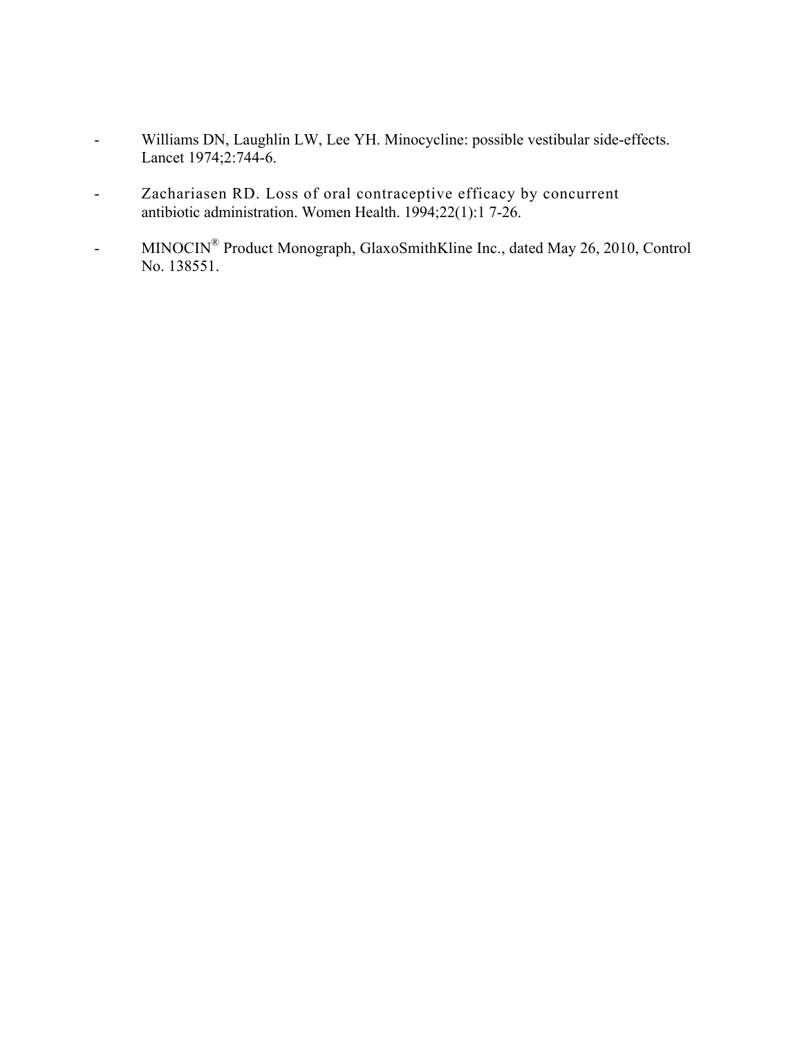- Williams DN, Laughlin LW, Lee YH. Minocycline: possible vestibular side-effects. Lancet 1974;2:744-6.
- Zachariasen RD. Loss of oral contraceptive efficacy by concurrent antibiotic administration. Women Health. 1994;22(1):1 7-26.
- MINOCIN® Product Monograph, GlaxoSmithKline Inc., dated May 26, 2010, Control No. 138551.